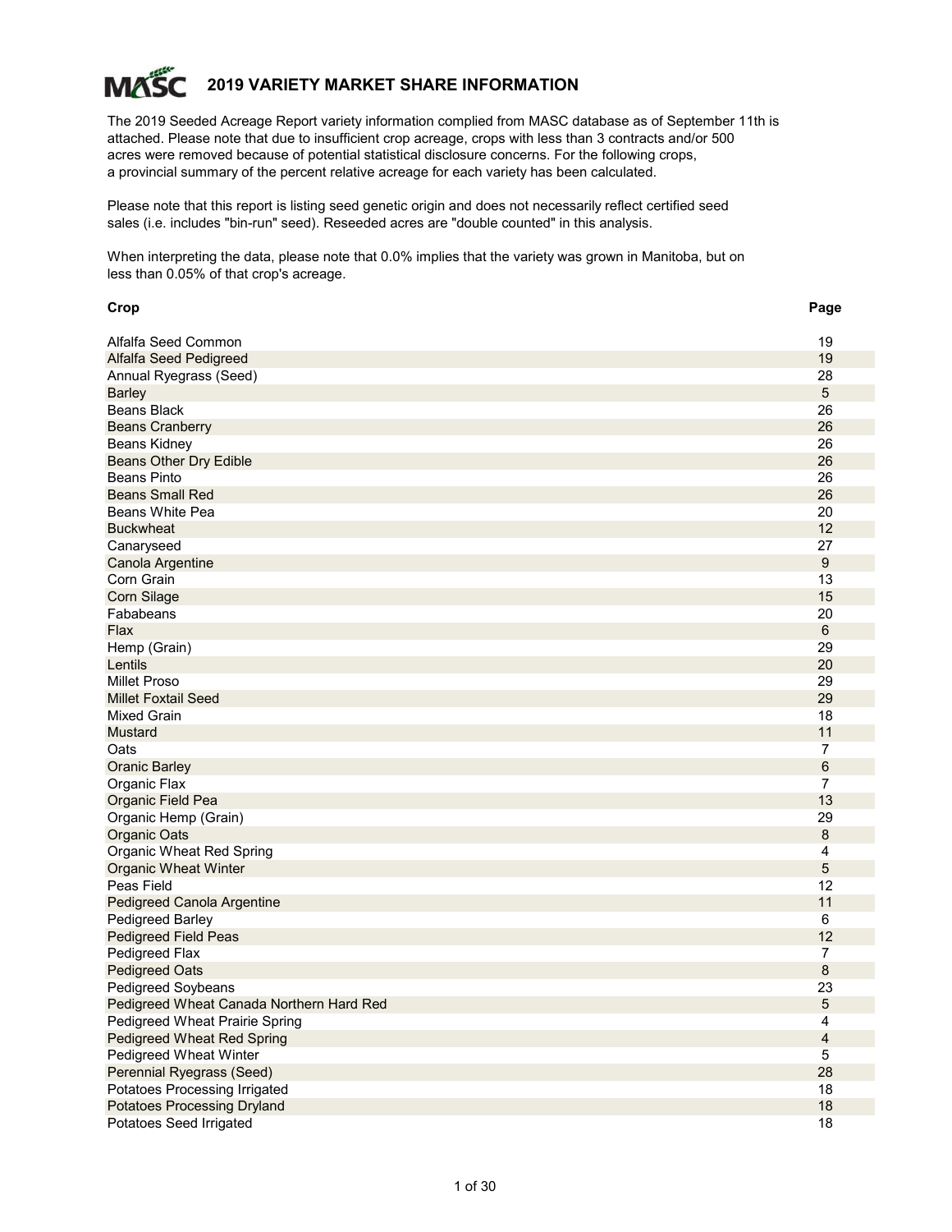# 2019 VARIETY MARKET SHARE INFORMATION

The 2019 Seeded Acreage Report variety information complied from MASC database as of September 11th is attached. Please note that due to insufficient crop acreage, crops with less than 3 contracts and/or 500 acres were removed because of potential statistical disclosure concerns. For the following crops, a provincial summary of the percent relative acreage for each variety has been calculated.

Please note that this report is listing seed genetic origin and does not necessarily reflect certified seed sales (i.e. includes "bin-run" seed). Reseeded acres are "double counted" in this analysis.

When interpreting the data, please note that 0.0% implies that the variety was grown in Manitoba, but on less than 0.05% of that crop's acreage.

| Crop | Page |
|---|---|
| Alfalfa Seed Common | 19 |
| Alfalfa Seed Pedigreed | 19 |
| Annual Ryegrass (Seed) | 28 |
| Barley | 5 |
| Beans Black | 26 |
| Beans Cranberry | 26 |
| Beans Kidney | 26 |
| Beans Other Dry Edible | 26 |
| Beans Pinto | 26 |
| Beans Small Red | 26 |
| Beans White Pea | 20 |
| Buckwheat | 12 |
| Canaryseed | 27 |
| Canola Argentine | 9 |
| Corn Grain | 13 |
| Corn Silage | 15 |
| Fababeans | 20 |
| Flax | 6 |
| Hemp (Grain) | 29 |
| Lentils | 20 |
| Millet Proso | 29 |
| Millet Foxtail Seed | 29 |
| Mixed Grain | 18 |
| Mustard | 11 |
| Oats | 7 |
| Oranic Barley | 6 |
| Organic Flax | 7 |
| Organic Field Pea | 13 |
| Organic Hemp (Grain) | 29 |
| Organic Oats | 8 |
| Organic Wheat Red Spring | 4 |
| Organic Wheat Winter | 5 |
| Peas Field | 12 |
| Pedigreed Canola Argentine | 11 |
| Pedigreed Barley | 6 |
| Pedigreed Field Peas | 12 |
| Pedigreed Flax | 7 |
| Pedigreed Oats | 8 |
| Pedigreed Soybeans | 23 |
| Pedigreed Wheat Canada Northern Hard Red | 5 |
| Pedigreed Wheat Prairie Spring | 4 |
| Pedigreed Wheat Red Spring | 4 |
| Pedigreed Wheat Winter | 5 |
| Perennial Ryegrass (Seed) | 28 |
| Potatoes Processing Irrigated | 18 |
| Potatoes Processing Dryland | 18 |
| Potatoes Seed Irrigated | 18 |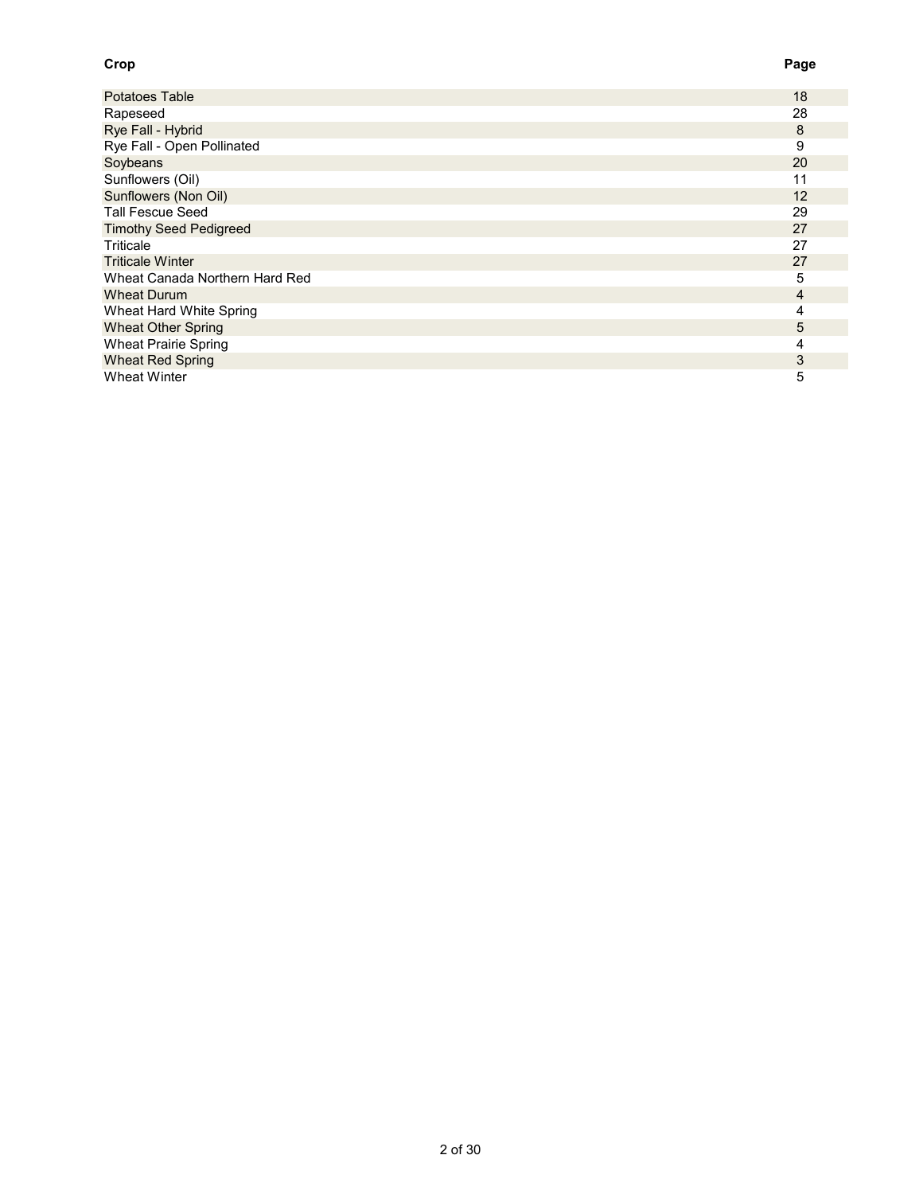| Crop | Page |
| --- | --- |
| Potatoes Table | 18 |
| Rapeseed | 28 |
| Rye Fall - Hybrid | 8 |
| Rye Fall - Open Pollinated | 9 |
| Soybeans | 20 |
| Sunflowers (Oil) | 11 |
| Sunflowers (Non Oil) | 12 |
| Tall Fescue Seed | 29 |
| Timothy Seed Pedigreed | 27 |
| Triticale | 27 |
| Triticale Winter | 27 |
| Wheat Canada Northern Hard Red | 5 |
| Wheat Durum | 4 |
| Wheat Hard White Spring | 4 |
| Wheat Other Spring | 5 |
| Wheat Prairie Spring | 4 |
| Wheat Red Spring | 3 |
| Wheat Winter | 5 |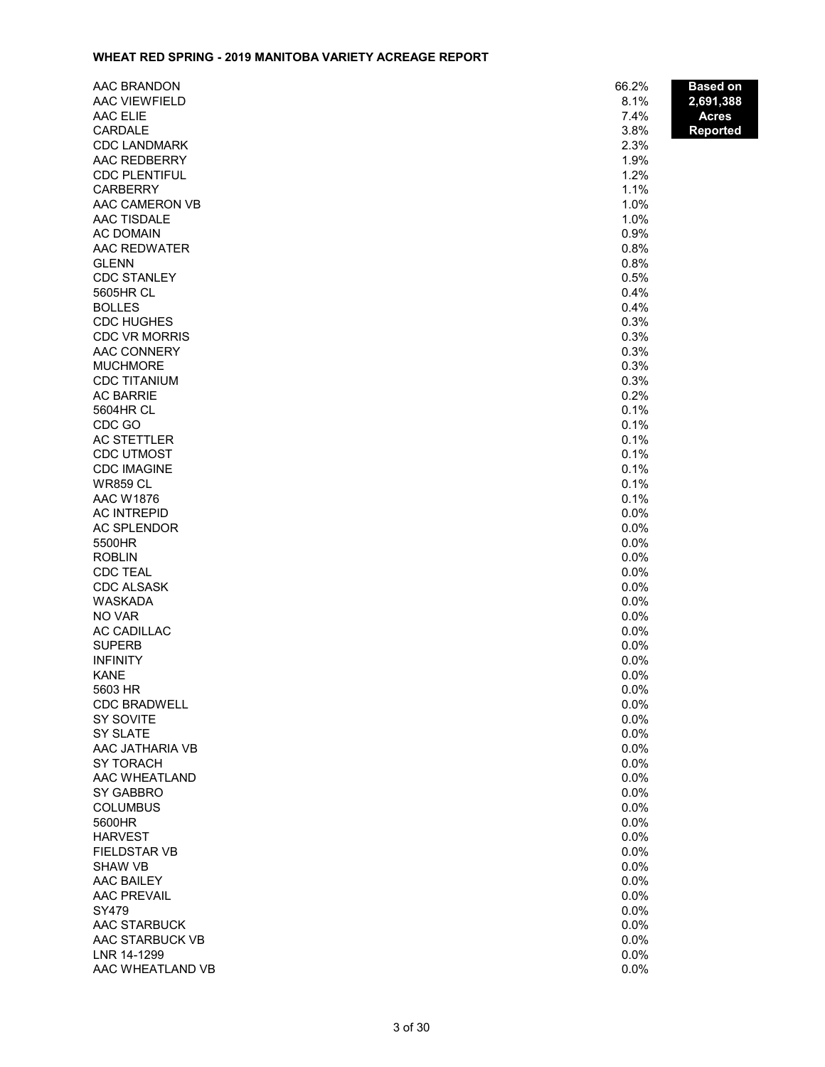## WHEAT RED SPRING - 2019 MANITOBA VARIETY ACREAGE REPORT

**Based on 2,691,388 Acres Reported**

| Variety | Percent |
|---|---|
| AAC BRANDON | 66.2% |
| AAC VIEWFIELD | 8.1% |
| AAC ELIE | 7.4% |
| CARDALE | 3.8% |
| CDC LANDMARK | 2.3% |
| AAC REDBERRY | 1.9% |
| CDC PLENTIFUL | 1.2% |
| CARBERRY | 1.1% |
| AAC CAMERON VB | 1.0% |
| AAC TISDALE | 1.0% |
| AC DOMAIN | 0.9% |
| AAC REDWATER | 0.8% |
| GLENN | 0.8% |
| CDC STANLEY | 0.5% |
| 5605HR CL | 0.4% |
| BOLLES | 0.4% |
| CDC HUGHES | 0.3% |
| CDC VR MORRIS | 0.3% |
| AAC CONNERY | 0.3% |
| MUCHMORE | 0.3% |
| CDC TITANIUM | 0.3% |
| AC BARRIE | 0.2% |
| 5604HR CL | 0.1% |
| CDC GO | 0.1% |
| AC STETTLER | 0.1% |
| CDC UTMOST | 0.1% |
| CDC IMAGINE | 0.1% |
| WR859 CL | 0.1% |
| AAC W1876 | 0.1% |
| AC INTREPID | 0.0% |
| AC SPLENDOR | 0.0% |
| 5500HR | 0.0% |
| ROBLIN | 0.0% |
| CDC TEAL | 0.0% |
| CDC ALSASK | 0.0% |
| WASKADA | 0.0% |
| NO VAR | 0.0% |
| AC CADILLAC | 0.0% |
| SUPERB | 0.0% |
| INFINITY | 0.0% |
| KANE | 0.0% |
| 5603 HR | 0.0% |
| CDC BRADWELL | 0.0% |
| SY SOVITE | 0.0% |
| SY SLATE | 0.0% |
| AAC JATHARIA VB | 0.0% |
| SY TORACH | 0.0% |
| AAC WHEATLAND | 0.0% |
| SY GABBRO | 0.0% |
| COLUMBUS | 0.0% |
| 5600HR | 0.0% |
| HARVEST | 0.0% |
| FIELDSTAR VB | 0.0% |
| SHAW VB | 0.0% |
| AAC BAILEY | 0.0% |
| AAC PREVAIL | 0.0% |
| SY479 | 0.0% |
| AAC STARBUCK | 0.0% |
| AAC STARBUCK VB | 0.0% |
| LNR 14-1299 | 0.0% |
| AAC WHEATLAND VB | 0.0% |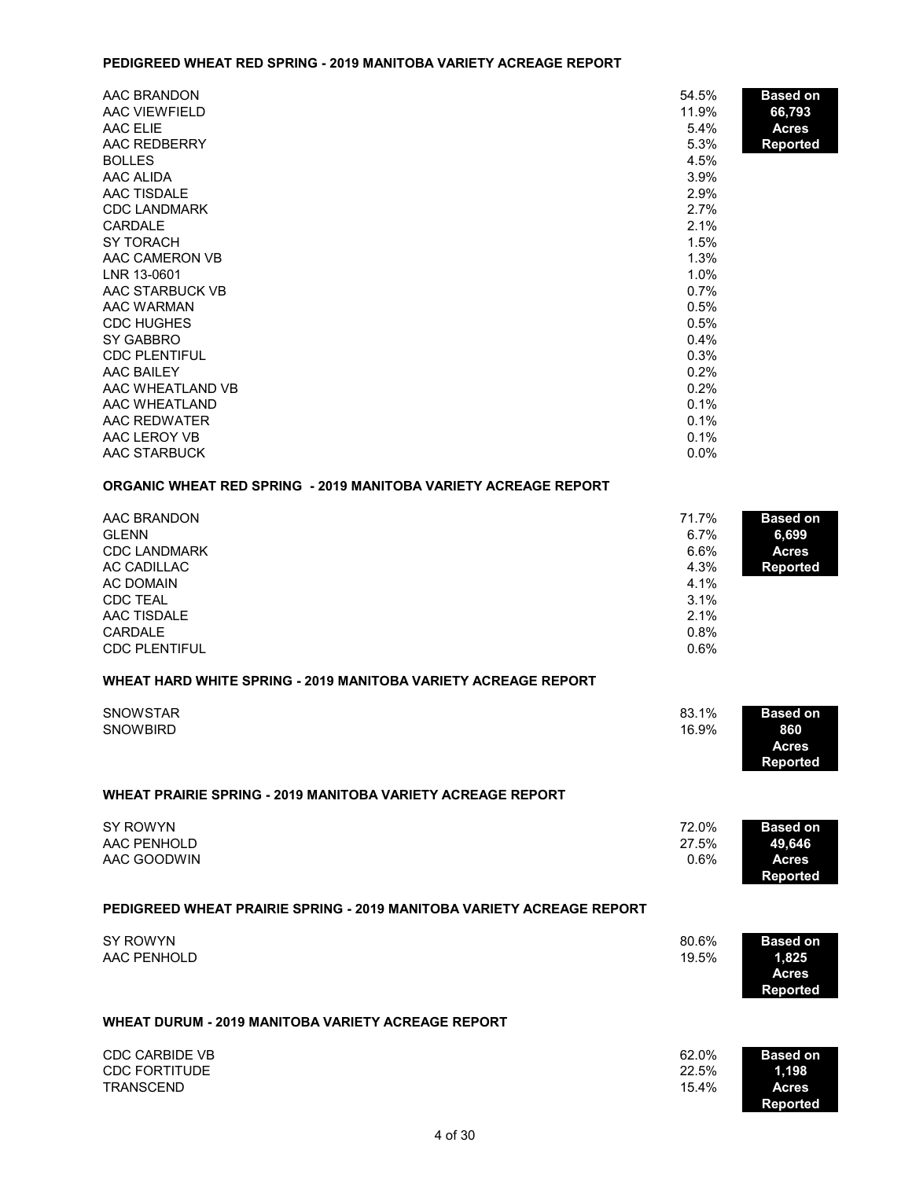### PEDIGREED WHEAT RED SPRING - 2019 MANITOBA VARIETY ACREAGE REPORT

**Based on 66,793 Acres Reported**

| Variety | % |
|---|---|
| AAC BRANDON | 54.5% |
| AAC VIEWFIELD | 11.9% |
| AAC ELIE | 5.4% |
| AAC REDBERRY | 5.3% |
| BOLLES | 4.5% |
| AAC ALIDA | 3.9% |
| AAC TISDALE | 2.9% |
| CDC LANDMARK | 2.7% |
| CARDALE | 2.1% |
| SY TORACH | 1.5% |
| AAC CAMERON VB | 1.3% |
| LNR 13-0601 | 1.0% |
| AAC STARBUCK VB | 0.7% |
| AAC WARMAN | 0.5% |
| CDC HUGHES | 0.5% |
| SY GABBRO | 0.4% |
| CDC PLENTIFUL | 0.3% |
| AAC BAILEY | 0.2% |
| AAC WHEATLAND VB | 0.2% |
| AAC WHEATLAND | 0.1% |
| AAC REDWATER | 0.1% |
| AAC LEROY VB | 0.1% |
| AAC STARBUCK | 0.0% |

### ORGANIC WHEAT RED SPRING - 2019 MANITOBA VARIETY ACREAGE REPORT

**Based on 6,699 Acres Reported**

| Variety | % |
|---|---|
| AAC BRANDON | 71.7% |
| GLENN | 6.7% |
| CDC LANDMARK | 6.6% |
| AC CADILLAC | 4.3% |
| AC DOMAIN | 4.1% |
| CDC TEAL | 3.1% |
| AAC TISDALE | 2.1% |
| CARDALE | 0.8% |
| CDC PLENTIFUL | 0.6% |

### WHEAT HARD WHITE SPRING - 2019 MANITOBA VARIETY ACREAGE REPORT

**Based on 860 Acres Reported**

| Variety | % |
|---|---|
| SNOWSTAR | 83.1% |
| SNOWBIRD | 16.9% |

### WHEAT PRAIRIE SPRING - 2019 MANITOBA VARIETY ACREAGE REPORT

**Based on 49,646 Acres Reported**

| Variety | % |
|---|---|
| SY ROWYN | 72.0% |
| AAC PENHOLD | 27.5% |
| AAC GOODWIN | 0.6% |

### PEDIGREED WHEAT PRAIRIE SPRING - 2019 MANITOBA VARIETY ACREAGE REPORT

**Based on 1,825 Acres Reported**

| Variety | % |
|---|---|
| SY ROWYN | 80.6% |
| AAC PENHOLD | 19.5% |

### WHEAT DURUM - 2019 MANITOBA VARIETY ACREAGE REPORT

**Based on 1,198 Acres Reported**

| Variety | % |
|---|---|
| CDC CARBIDE VB | 62.0% |
| CDC FORTITUDE | 22.5% |
| TRANSCEND | 15.4% |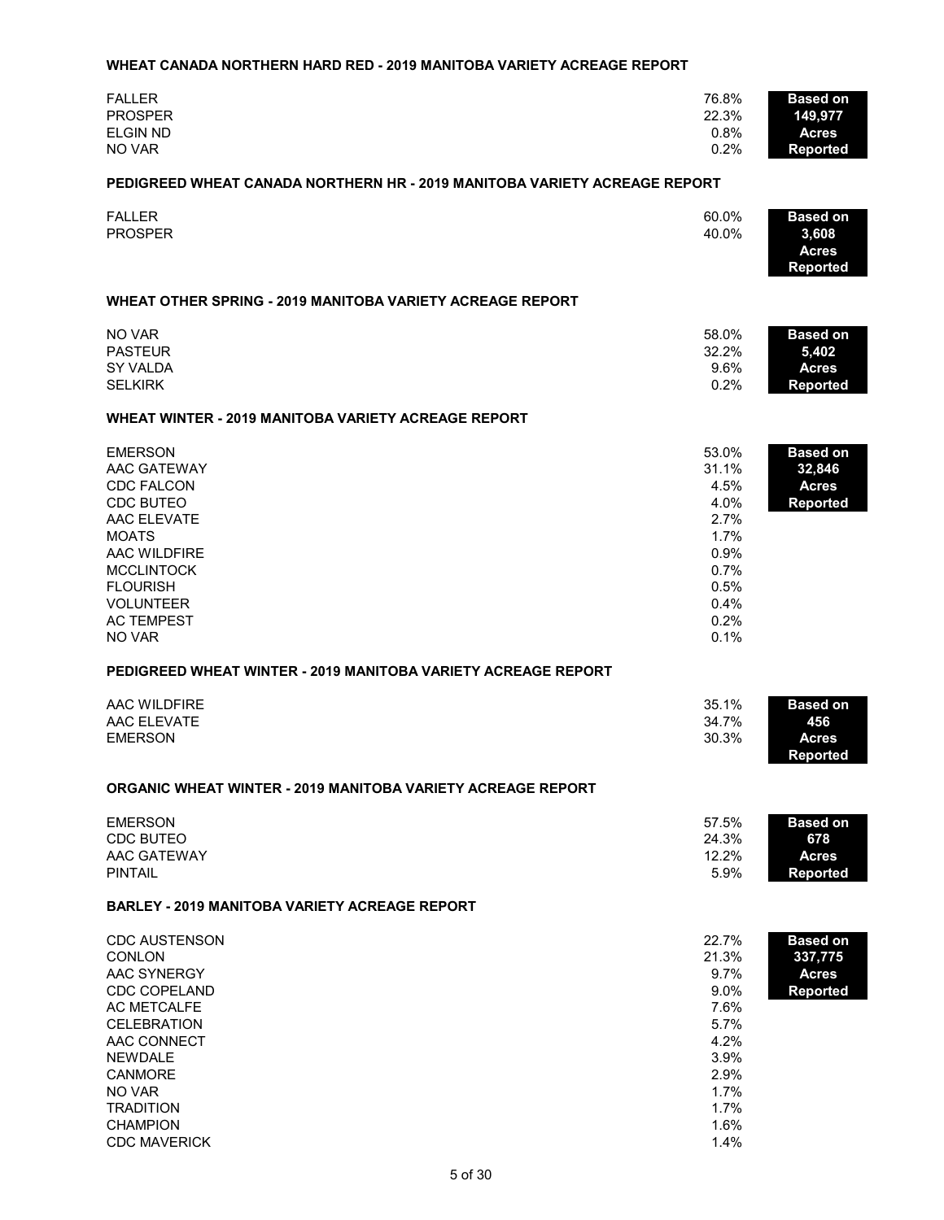### WHEAT CANADA NORTHERN HARD RED - 2019 MANITOBA VARIETY ACREAGE REPORT

| Variety | % |
|---|---|
| FALLER | 76.8% |
| PROSPER | 22.3% |
| ELGIN ND | 0.8% |
| NO VAR | 0.2% |

**Based on 149,977 Acres Reported**

### PEDIGREED WHEAT CANADA NORTHERN HR - 2019 MANITOBA VARIETY ACREAGE REPORT

| Variety | % |
|---|---|
| FALLER | 60.0% |
| PROSPER | 40.0% |

**Based on 3,608 Acres Reported**

### WHEAT OTHER SPRING - 2019 MANITOBA VARIETY ACREAGE REPORT

| Variety | % |
|---|---|
| NO VAR | 58.0% |
| PASTEUR | 32.2% |
| SY VALDA | 9.6% |
| SELKIRK | 0.2% |

**Based on 5,402 Acres Reported**

### WHEAT WINTER - 2019 MANITOBA VARIETY ACREAGE REPORT

| Variety | % |
|---|---|
| EMERSON | 53.0% |
| AAC GATEWAY | 31.1% |
| CDC FALCON | 4.5% |
| CDC BUTEO | 4.0% |
| AAC ELEVATE | 2.7% |
| MOATS | 1.7% |
| AAC WILDFIRE | 0.9% |
| MCCLINTOCK | 0.7% |
| FLOURISH | 0.5% |
| VOLUNTEER | 0.4% |
| AC TEMPEST | 0.2% |
| NO VAR | 0.1% |

**Based on 32,846 Acres Reported**

### PEDIGREED WHEAT WINTER - 2019 MANITOBA VARIETY ACREAGE REPORT

| Variety | % |
|---|---|
| AAC WILDFIRE | 35.1% |
| AAC ELEVATE | 34.7% |
| EMERSON | 30.3% |

**Based on 456 Acres Reported**

### ORGANIC WHEAT WINTER - 2019 MANITOBA VARIETY ACREAGE REPORT

| Variety | % |
|---|---|
| EMERSON | 57.5% |
| CDC BUTEO | 24.3% |
| AAC GATEWAY | 12.2% |
| PINTAIL | 5.9% |

**Based on 678 Acres Reported**

### BARLEY - 2019 MANITOBA VARIETY ACREAGE REPORT

| Variety | % |
|---|---|
| CDC AUSTENSON | 22.7% |
| CONLON | 21.3% |
| AAC SYNERGY | 9.7% |
| CDC COPELAND | 9.0% |
| AC METCALFE | 7.6% |
| CELEBRATION | 5.7% |
| AAC CONNECT | 4.2% |
| NEWDALE | 3.9% |
| CANMORE | 2.9% |
| NO VAR | 1.7% |
| TRADITION | 1.7% |
| CHAMPION | 1.6% |
| CDC MAVERICK | 1.4% |

**Based on 337,775 Acres Reported**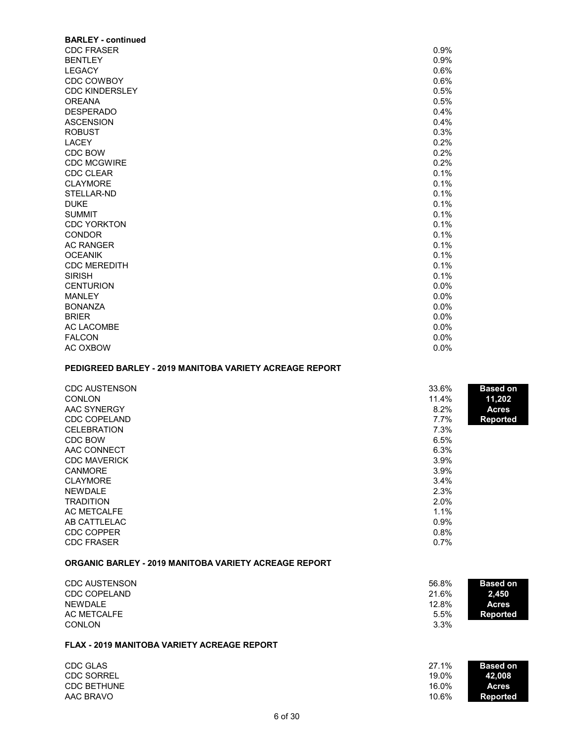**BARLEY - continued**

| Variety | % |
|---|---|
| CDC FRASER | 0.9% |
| BENTLEY | 0.9% |
| LEGACY | 0.6% |
| CDC COWBOY | 0.6% |
| CDC KINDERSLEY | 0.5% |
| OREANA | 0.5% |
| DESPERADO | 0.4% |
| ASCENSION | 0.4% |
| ROBUST | 0.3% |
| LACEY | 0.2% |
| CDC BOW | 0.2% |
| CDC MCGWIRE | 0.2% |
| CDC CLEAR | 0.1% |
| CLAYMORE | 0.1% |
| STELLAR-ND | 0.1% |
| DUKE | 0.1% |
| SUMMIT | 0.1% |
| CDC YORKTON | 0.1% |
| CONDOR | 0.1% |
| AC RANGER | 0.1% |
| OCEANIK | 0.1% |
| CDC MEREDITH | 0.1% |
| SIRISH | 0.1% |
| CENTURION | 0.0% |
| MANLEY | 0.0% |
| BONANZA | 0.0% |
| BRIER | 0.0% |
| AC LACOMBE | 0.0% |
| FALCON | 0.0% |
| AC OXBOW | 0.0% |

**PEDIGREED BARLEY - 2019 MANITOBA VARIETY ACREAGE REPORT**

**Based on 11,202 Acres Reported**

| Variety | % |
|---|---|
| CDC AUSTENSON | 33.6% |
| CONLON | 11.4% |
| AAC SYNERGY | 8.2% |
| CDC COPELAND | 7.7% |
| CELEBRATION | 7.3% |
| CDC BOW | 6.5% |
| AAC CONNECT | 6.3% |
| CDC MAVERICK | 3.9% |
| CANMORE | 3.9% |
| CLAYMORE | 3.4% |
| NEWDALE | 2.3% |
| TRADITION | 2.0% |
| AC METCALFE | 1.1% |
| AB CATTLELAC | 0.9% |
| CDC COPPER | 0.8% |
| CDC FRASER | 0.7% |

**ORGANIC BARLEY - 2019 MANITOBA VARIETY ACREAGE REPORT**

**Based on 2,450 Acres Reported**

| Variety | % |
|---|---|
| CDC AUSTENSON | 56.8% |
| CDC COPELAND | 21.6% |
| NEWDALE | 12.8% |
| AC METCALFE | 5.5% |
| CONLON | 3.3% |

**FLAX - 2019 MANITOBA VARIETY ACREAGE REPORT**

**Based on 42,008 Acres Reported**

| Variety | % |
|---|---|
| CDC GLAS | 27.1% |
| CDC SORREL | 19.0% |
| CDC BETHUNE | 16.0% |
| AAC BRAVO | 10.6% |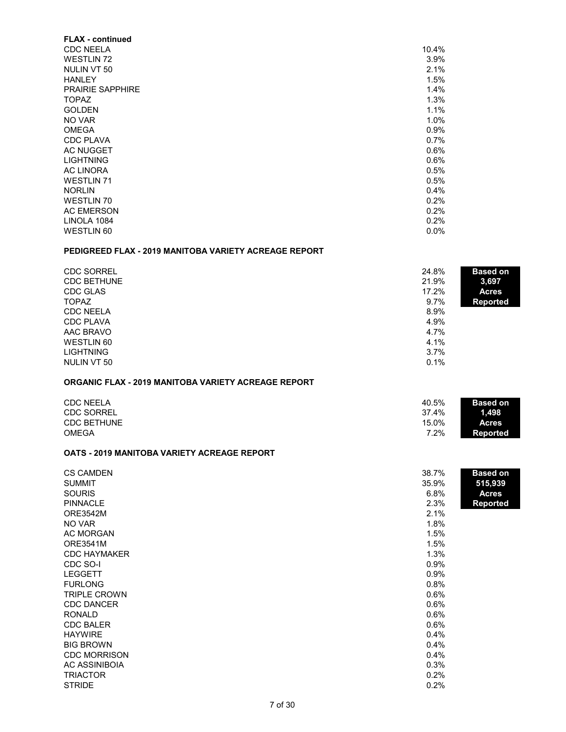**FLAX - continued**

| Variety | % |
|---|---|
| CDC NEELA | 10.4% |
| WESTLIN 72 | 3.9% |
| NULIN VT 50 | 2.1% |
| HANLEY | 1.5% |
| PRAIRIE SAPPHIRE | 1.4% |
| TOPAZ | 1.3% |
| GOLDEN | 1.1% |
| NO VAR | 1.0% |
| OMEGA | 0.9% |
| CDC PLAVA | 0.7% |
| AC NUGGET | 0.6% |
| LIGHTNING | 0.6% |
| AC LINORA | 0.5% |
| WESTLIN 71 | 0.5% |
| NORLIN | 0.4% |
| WESTLIN 70 | 0.2% |
| AC EMERSON | 0.2% |
| LINOLA 1084 | 0.2% |
| WESTLIN 60 | 0.0% |

## PEDIGREED FLAX - 2019 MANITOBA VARIETY ACREAGE REPORT

**Based on 3,697 Acres Reported**

| Variety | % |
|---|---|
| CDC SORREL | 24.8% |
| CDC BETHUNE | 21.9% |
| CDC GLAS | 17.2% |
| TOPAZ | 9.7% |
| CDC NEELA | 8.9% |
| CDC PLAVA | 4.9% |
| AAC BRAVO | 4.7% |
| WESTLIN 60 | 4.1% |
| LIGHTNING | 3.7% |
| NULIN VT 50 | 0.1% |

## ORGANIC FLAX - 2019 MANITOBA VARIETY ACREAGE REPORT

**Based on 1,498 Acres Reported**

| Variety | % |
|---|---|
| CDC NEELA | 40.5% |
| CDC SORREL | 37.4% |
| CDC BETHUNE | 15.0% |
| OMEGA | 7.2% |

## OATS - 2019 MANITOBA VARIETY ACREAGE REPORT

**Based on 515,939 Acres Reported**

| Variety | % |
|---|---|
| CS CAMDEN | 38.7% |
| SUMMIT | 35.9% |
| SOURIS | 6.8% |
| PINNACLE | 2.3% |
| ORE3542M | 2.1% |
| NO VAR | 1.8% |
| AC MORGAN | 1.5% |
| ORE3541M | 1.5% |
| CDC HAYMAKER | 1.3% |
| CDC SO-I | 0.9% |
| LEGGETT | 0.9% |
| FURLONG | 0.8% |
| TRIPLE CROWN | 0.6% |
| CDC DANCER | 0.6% |
| RONALD | 0.6% |
| CDC BALER | 0.6% |
| HAYWIRE | 0.4% |
| BIG BROWN | 0.4% |
| CDC MORRISON | 0.4% |
| AC ASSINIBOIA | 0.3% |
| TRIACTOR | 0.2% |
| STRIDE | 0.2% |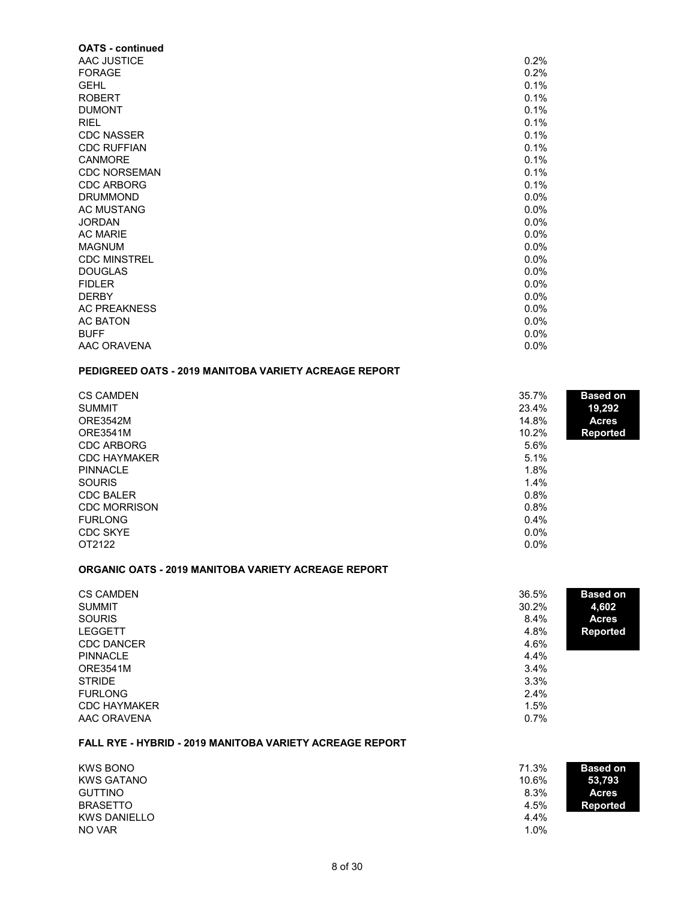**OATS - continued**

| Variety | Share |
|---|---|
| AAC JUSTICE | 0.2% |
| FORAGE | 0.2% |
| GEHL | 0.1% |
| ROBERT | 0.1% |
| DUMONT | 0.1% |
| RIEL | 0.1% |
| CDC NASSER | 0.1% |
| CDC RUFFIAN | 0.1% |
| CANMORE | 0.1% |
| CDC NORSEMAN | 0.1% |
| CDC ARBORG | 0.1% |
| DRUMMOND | 0.0% |
| AC MUSTANG | 0.0% |
| JORDAN | 0.0% |
| AC MARIE | 0.0% |
| MAGNUM | 0.0% |
| CDC MINSTREL | 0.0% |
| DOUGLAS | 0.0% |
| FIDLER | 0.0% |
| DERBY | 0.0% |
| AC PREAKNESS | 0.0% |
| AC BATON | 0.0% |
| BUFF | 0.0% |
| AAC ORAVENA | 0.0% |

**PEDIGREED OATS - 2019 MANITOBA VARIETY ACREAGE REPORT**

**Based on 19,292 Acres Reported**

| Variety | Share |
|---|---|
| CS CAMDEN | 35.7% |
| SUMMIT | 23.4% |
| ORE3542M | 14.8% |
| ORE3541M | 10.2% |
| CDC ARBORG | 5.6% |
| CDC HAYMAKER | 5.1% |
| PINNACLE | 1.8% |
| SOURIS | 1.4% |
| CDC BALER | 0.8% |
| CDC MORRISON | 0.8% |
| FURLONG | 0.4% |
| CDC SKYE | 0.0% |
| OT2122 | 0.0% |

**ORGANIC OATS - 2019 MANITOBA VARIETY ACREAGE REPORT**

**Based on 4,602 Acres Reported**

| Variety | Share |
|---|---|
| CS CAMDEN | 36.5% |
| SUMMIT | 30.2% |
| SOURIS | 8.4% |
| LEGGETT | 4.8% |
| CDC DANCER | 4.6% |
| PINNACLE | 4.4% |
| ORE3541M | 3.4% |
| STRIDE | 3.3% |
| FURLONG | 2.4% |
| CDC HAYMAKER | 1.5% |
| AAC ORAVENA | 0.7% |

**FALL RYE - HYBRID - 2019 MANITOBA VARIETY ACREAGE REPORT**

**Based on 53,793 Acres Reported**

| Variety | Share |
|---|---|
| KWS BONO | 71.3% |
| KWS GATANO | 10.6% |
| GUTTINO | 8.3% |
| BRASETTO | 4.5% |
| KWS DANIELLO | 4.4% |
| NO VAR | 1.0% |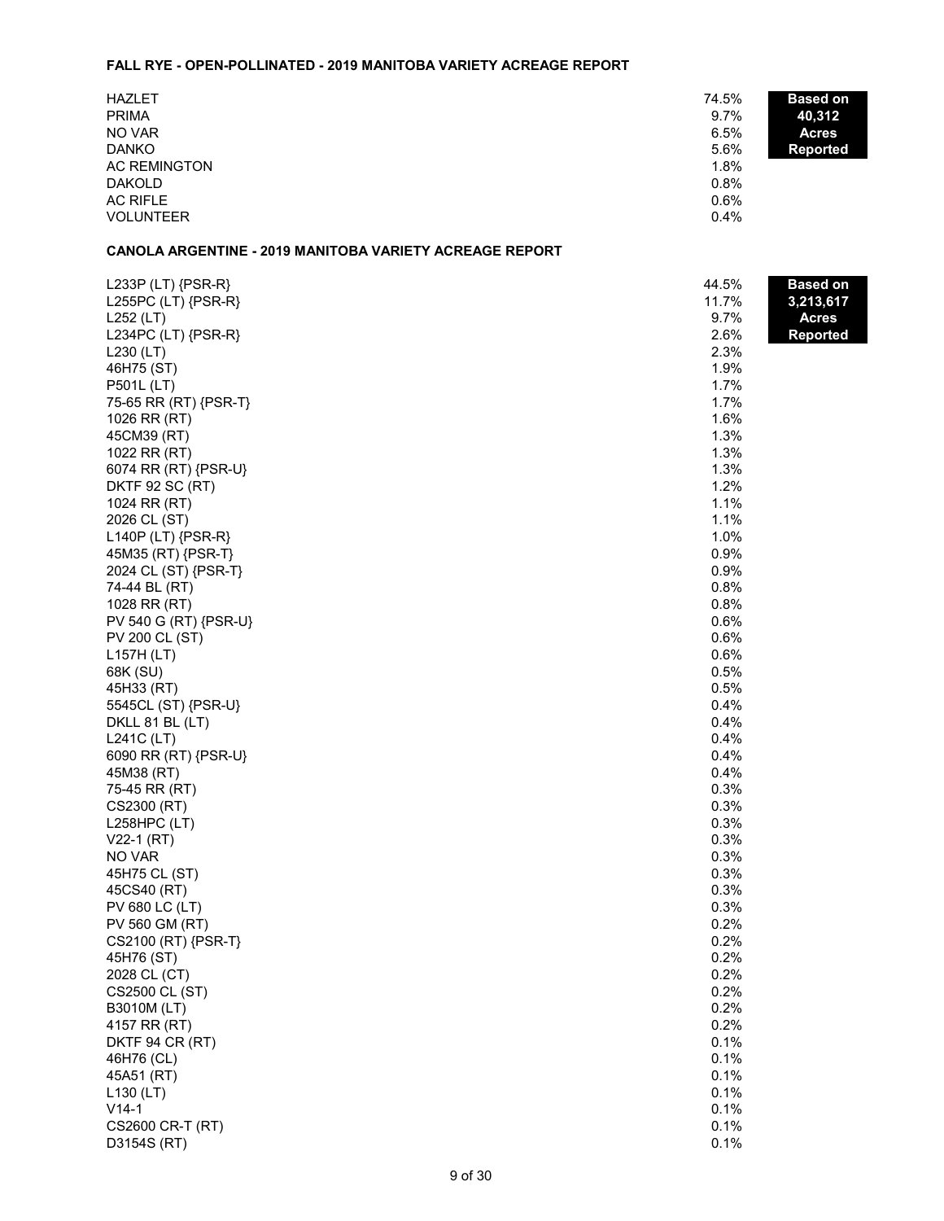## FALL RYE - OPEN-POLLINATED - 2019 MANITOBA VARIETY ACREAGE REPORT

**Based on 40,312 Acres Reported**

| Variety | % |
|---|---|
| HAZLET | 74.5% |
| PRIMA | 9.7% |
| NO VAR | 6.5% |
| DANKO | 5.6% |
| AC REMINGTON | 1.8% |
| DAKOLD | 0.8% |
| AC RIFLE | 0.6% |
| VOLUNTEER | 0.4% |

## CANOLA ARGENTINE - 2019 MANITOBA VARIETY ACREAGE REPORT

**Based on 3,213,617 Acres Reported**

| Variety | % |
|---|---|
| L233P (LT) {PSR-R} | 44.5% |
| L255PC (LT) {PSR-R} | 11.7% |
| L252 (LT) | 9.7% |
| L234PC (LT) {PSR-R} | 2.6% |
| L230 (LT) | 2.3% |
| 46H75 (ST) | 1.9% |
| P501L (LT) | 1.7% |
| 75-65 RR (RT) {PSR-T} | 1.7% |
| 1026 RR (RT) | 1.6% |
| 45CM39 (RT) | 1.3% |
| 1022 RR (RT) | 1.3% |
| 6074 RR (RT) {PSR-U} | 1.3% |
| DKTF 92 SC (RT) | 1.2% |
| 1024 RR (RT) | 1.1% |
| 2026 CL (ST) | 1.1% |
| L140P (LT) {PSR-R} | 1.0% |
| 45M35 (RT) {PSR-T} | 0.9% |
| 2024 CL (ST) {PSR-T} | 0.9% |
| 74-44 BL (RT) | 0.8% |
| 1028 RR (RT) | 0.8% |
| PV 540 G (RT) {PSR-U} | 0.6% |
| PV 200 CL (ST) | 0.6% |
| L157H (LT) | 0.6% |
| 68K (SU) | 0.5% |
| 45H33 (RT) | 0.5% |
| 5545CL (ST) {PSR-U} | 0.4% |
| DKLL 81 BL (LT) | 0.4% |
| L241C (LT) | 0.4% |
| 6090 RR (RT) {PSR-U} | 0.4% |
| 45M38 (RT) | 0.4% |
| 75-45 RR (RT) | 0.3% |
| CS2300 (RT) | 0.3% |
| L258HPC (LT) | 0.3% |
| V22-1 (RT) | 0.3% |
| NO VAR | 0.3% |
| 45H75 CL (ST) | 0.3% |
| 45CS40 (RT) | 0.3% |
| PV 680 LC (LT) | 0.3% |
| PV 560 GM (RT) | 0.2% |
| CS2100 (RT) {PSR-T} | 0.2% |
| 45H76 (ST) | 0.2% |
| 2028 CL (CT) | 0.2% |
| CS2500 CL (ST) | 0.2% |
| B3010M (LT) | 0.2% |
| 4157 RR (RT) | 0.2% |
| DKTF 94 CR (RT) | 0.1% |
| 46H76 (CL) | 0.1% |
| 45A51 (RT) | 0.1% |
| L130 (LT) | 0.1% |
| V14-1 | 0.1% |
| CS2600 CR-T (RT) | 0.1% |
| D3154S (RT) | 0.1% |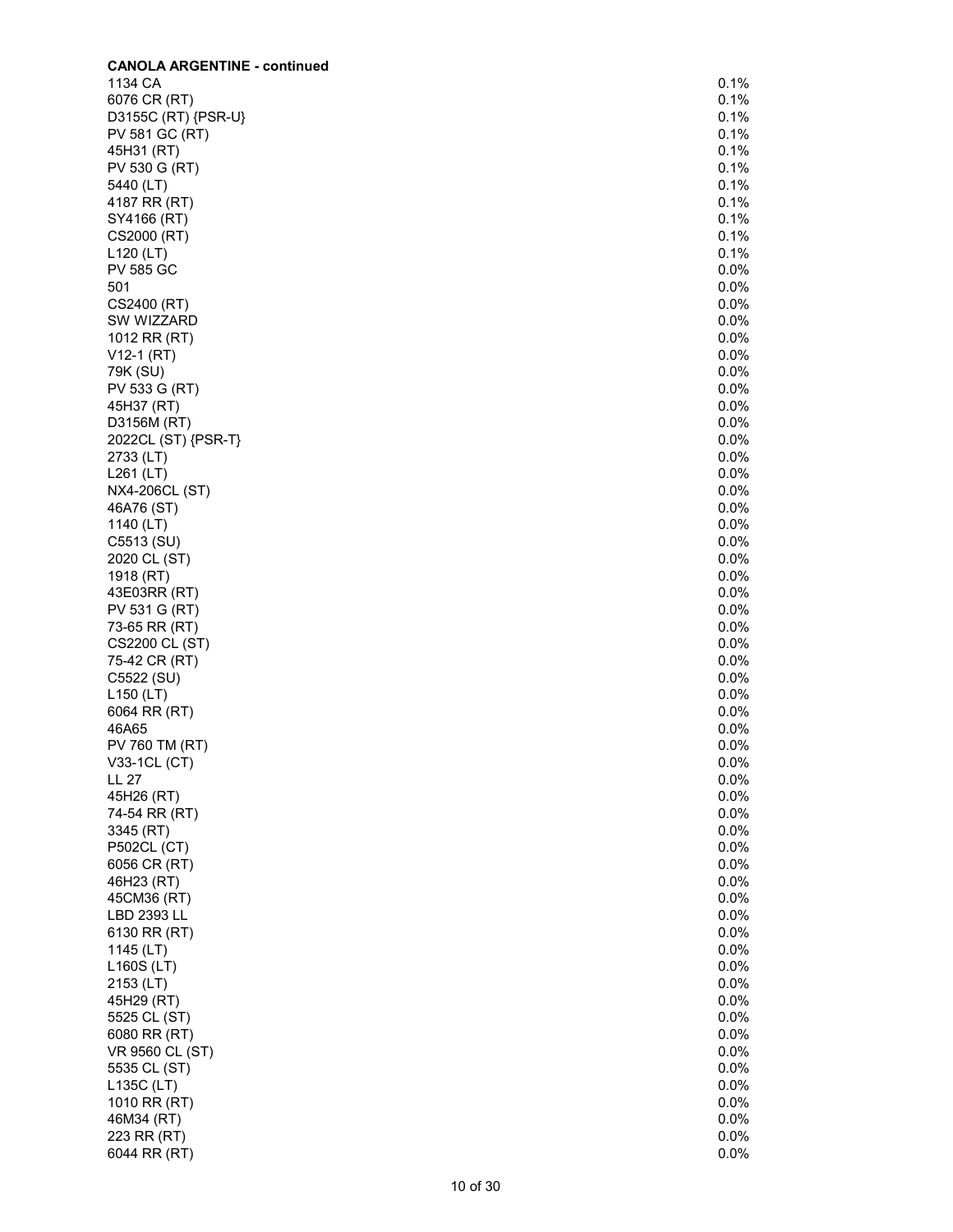**CANOLA ARGENTINE - continued**

| | |
|---|---|
| 1134 CA | 0.1% |
| 6076 CR (RT) | 0.1% |
| D3155C (RT) {PSR-U} | 0.1% |
| PV 581 GC (RT) | 0.1% |
| 45H31 (RT) | 0.1% |
| PV 530 G (RT) | 0.1% |
| 5440 (LT) | 0.1% |
| 4187 RR (RT) | 0.1% |
| SY4166 (RT) | 0.1% |
| CS2000 (RT) | 0.1% |
| L120 (LT) | 0.1% |
| PV 585 GC | 0.0% |
| 501 | 0.0% |
| CS2400 (RT) | 0.0% |
| SW WIZZARD | 0.0% |
| 1012 RR (RT) | 0.0% |
| V12-1 (RT) | 0.0% |
| 79K (SU) | 0.0% |
| PV 533 G (RT) | 0.0% |
| 45H37 (RT) | 0.0% |
| D3156M (RT) | 0.0% |
| 2022CL (ST) {PSR-T} | 0.0% |
| 2733 (LT) | 0.0% |
| L261 (LT) | 0.0% |
| NX4-206CL (ST) | 0.0% |
| 46A76 (ST) | 0.0% |
| 1140 (LT) | 0.0% |
| C5513 (SU) | 0.0% |
| 2020 CL (ST) | 0.0% |
| 1918 (RT) | 0.0% |
| 43E03RR (RT) | 0.0% |
| PV 531 G (RT) | 0.0% |
| 73-65 RR (RT) | 0.0% |
| CS2200 CL (ST) | 0.0% |
| 75-42 CR (RT) | 0.0% |
| C5522 (SU) | 0.0% |
| L150 (LT) | 0.0% |
| 6064 RR (RT) | 0.0% |
| 46A65 | 0.0% |
| PV 760 TM (RT) | 0.0% |
| V33-1CL (CT) | 0.0% |
| LL 27 | 0.0% |
| 45H26 (RT) | 0.0% |
| 74-54 RR (RT) | 0.0% |
| 3345 (RT) | 0.0% |
| P502CL (CT) | 0.0% |
| 6056 CR (RT) | 0.0% |
| 46H23 (RT) | 0.0% |
| 45CM36 (RT) | 0.0% |
| LBD 2393 LL | 0.0% |
| 6130 RR (RT) | 0.0% |
| 1145 (LT) | 0.0% |
| L160S (LT) | 0.0% |
| 2153 (LT) | 0.0% |
| 45H29 (RT) | 0.0% |
| 5525 CL (ST) | 0.0% |
| 6080 RR (RT) | 0.0% |
| VR 9560 CL (ST) | 0.0% |
| 5535 CL (ST) | 0.0% |
| L135C (LT) | 0.0% |
| 1010 RR (RT) | 0.0% |
| 46M34 (RT) | 0.0% |
| 223 RR (RT) | 0.0% |
| 6044 RR (RT) | 0.0% |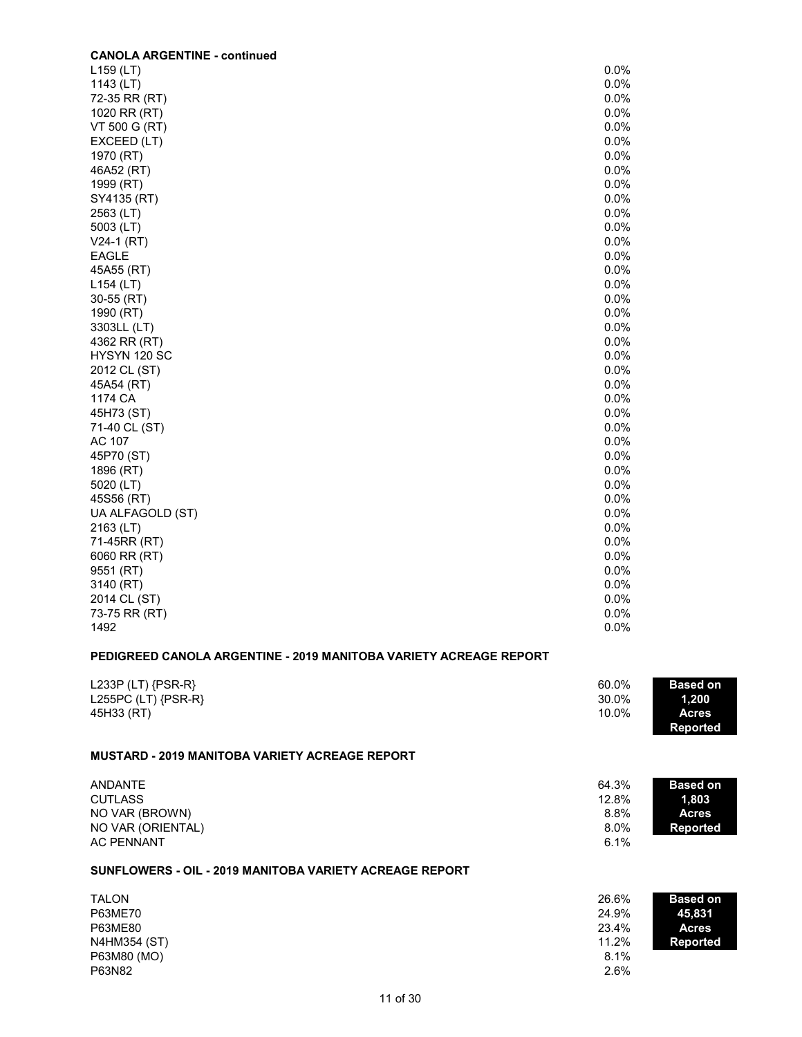### CANOLA ARGENTINE - continued

| Variety | % |
|---|---|
| L159 (LT) | 0.0% |
| 1143 (LT) | 0.0% |
| 72-35 RR (RT) | 0.0% |
| 1020 RR (RT) | 0.0% |
| VT 500 G (RT) | 0.0% |
| EXCEED (LT) | 0.0% |
| 1970 (RT) | 0.0% |
| 46A52 (RT) | 0.0% |
| 1999 (RT) | 0.0% |
| SY4135 (RT) | 0.0% |
| 2563 (LT) | 0.0% |
| 5003 (LT) | 0.0% |
| V24-1 (RT) | 0.0% |
| EAGLE | 0.0% |
| 45A55 (RT) | 0.0% |
| L154 (LT) | 0.0% |
| 30-55 (RT) | 0.0% |
| 1990 (RT) | 0.0% |
| 3303LL (LT) | 0.0% |
| 4362 RR (RT) | 0.0% |
| HYSYN 120 SC | 0.0% |
| 2012 CL (ST) | 0.0% |
| 45A54 (RT) | 0.0% |
| 1174 CA | 0.0% |
| 45H73 (ST) | 0.0% |
| 71-40 CL (ST) | 0.0% |
| AC 107 | 0.0% |
| 45P70 (ST) | 0.0% |
| 1896 (RT) | 0.0% |
| 5020 (LT) | 0.0% |
| 45S56 (RT) | 0.0% |
| UA ALFAGOLD (ST) | 0.0% |
| 2163 (LT) | 0.0% |
| 71-45RR (RT) | 0.0% |
| 6060 RR (RT) | 0.0% |
| 9551 (RT) | 0.0% |
| 3140 (RT) | 0.0% |
| 2014 CL (ST) | 0.0% |
| 73-75 RR (RT) | 0.0% |
| 1492 | 0.0% |

### PEDIGREED CANOLA ARGENTINE - 2019 MANITOBA VARIETY ACREAGE REPORT

**Based on 1,200 Acres Reported**

| Variety | % |
|---|---|
| L233P (LT) {PSR-R} | 60.0% |
| L255PC (LT) {PSR-R} | 30.0% |
| 45H33 (RT) | 10.0% |

### MUSTARD - 2019 MANITOBA VARIETY ACREAGE REPORT

**Based on 1,803 Acres Reported**

| Variety | % |
|---|---|
| ANDANTE | 64.3% |
| CUTLASS | 12.8% |
| NO VAR (BROWN) | 8.8% |
| NO VAR (ORIENTAL) | 8.0% |
| AC PENNANT | 6.1% |

### SUNFLOWERS - OIL - 2019 MANITOBA VARIETY ACREAGE REPORT

**Based on 45,831 Acres Reported**

| Variety | % |
|---|---|
| TALON | 26.6% |
| P63ME70 | 24.9% |
| P63ME80 | 23.4% |
| N4HM354 (ST) | 11.2% |
| P63M80 (MO) | 8.1% |
| P63N82 | 2.6% |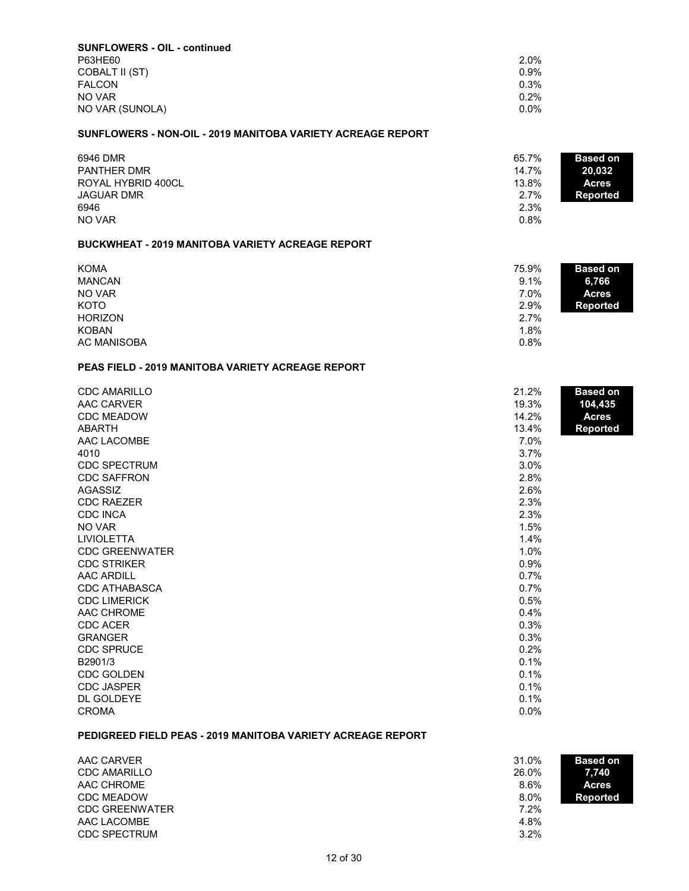**SUNFLOWERS - OIL - continued**

| Variety | % |
|---|---|
| P63HE60 | 2.0% |
| COBALT II (ST) | 0.9% |
| FALCON | 0.3% |
| NO VAR | 0.2% |
| NO VAR (SUNOLA) | 0.0% |

**SUNFLOWERS - NON-OIL - 2019 MANITOBA VARIETY ACREAGE REPORT**

**Based on 20,032 Acres Reported**

| Variety | % |
|---|---|
| 6946 DMR | 65.7% |
| PANTHER DMR | 14.7% |
| ROYAL HYBRID 400CL | 13.8% |
| JAGUAR DMR | 2.7% |
| 6946 | 2.3% |
| NO VAR | 0.8% |

**BUCKWHEAT - 2019 MANITOBA VARIETY ACREAGE REPORT**

**Based on 6,766 Acres Reported**

| Variety | % |
|---|---|
| KOMA | 75.9% |
| MANCAN | 9.1% |
| NO VAR | 7.0% |
| KOTO | 2.9% |
| HORIZON | 2.7% |
| KOBAN | 1.8% |
| AC MANISOBA | 0.8% |

**PEAS FIELD - 2019 MANITOBA VARIETY ACREAGE REPORT**

**Based on 104,435 Acres Reported**

| Variety | % |
|---|---|
| CDC AMARILLO | 21.2% |
| AAC CARVER | 19.3% |
| CDC MEADOW | 14.2% |
| ABARTH | 13.4% |
| AAC LACOMBE | 7.0% |
| 4010 | 3.7% |
| CDC SPECTRUM | 3.0% |
| CDC SAFFRON | 2.8% |
| AGASSIZ | 2.6% |
| CDC RAEZER | 2.3% |
| CDC INCA | 2.3% |
| NO VAR | 1.5% |
| LIVIOLETTA | 1.4% |
| CDC GREENWATER | 1.0% |
| CDC STRIKER | 0.9% |
| AAC ARDILL | 0.7% |
| CDC ATHABASCA | 0.7% |
| CDC LIMERICK | 0.5% |
| AAC CHROME | 0.4% |
| CDC ACER | 0.3% |
| GRANGER | 0.3% |
| CDC SPRUCE | 0.2% |
| B2901/3 | 0.1% |
| CDC GOLDEN | 0.1% |
| CDC JASPER | 0.1% |
| DL GOLDEYE | 0.1% |
| CROMA | 0.0% |

**PEDIGREED FIELD PEAS - 2019 MANITOBA VARIETY ACREAGE REPORT**

**Based on 7,740 Acres Reported**

| Variety | % |
|---|---|
| AAC CARVER | 31.0% |
| CDC AMARILLO | 26.0% |
| AAC CHROME | 8.6% |
| CDC MEADOW | 8.0% |
| CDC GREENWATER | 7.2% |
| AAC LACOMBE | 4.8% |
| CDC SPECTRUM | 3.2% |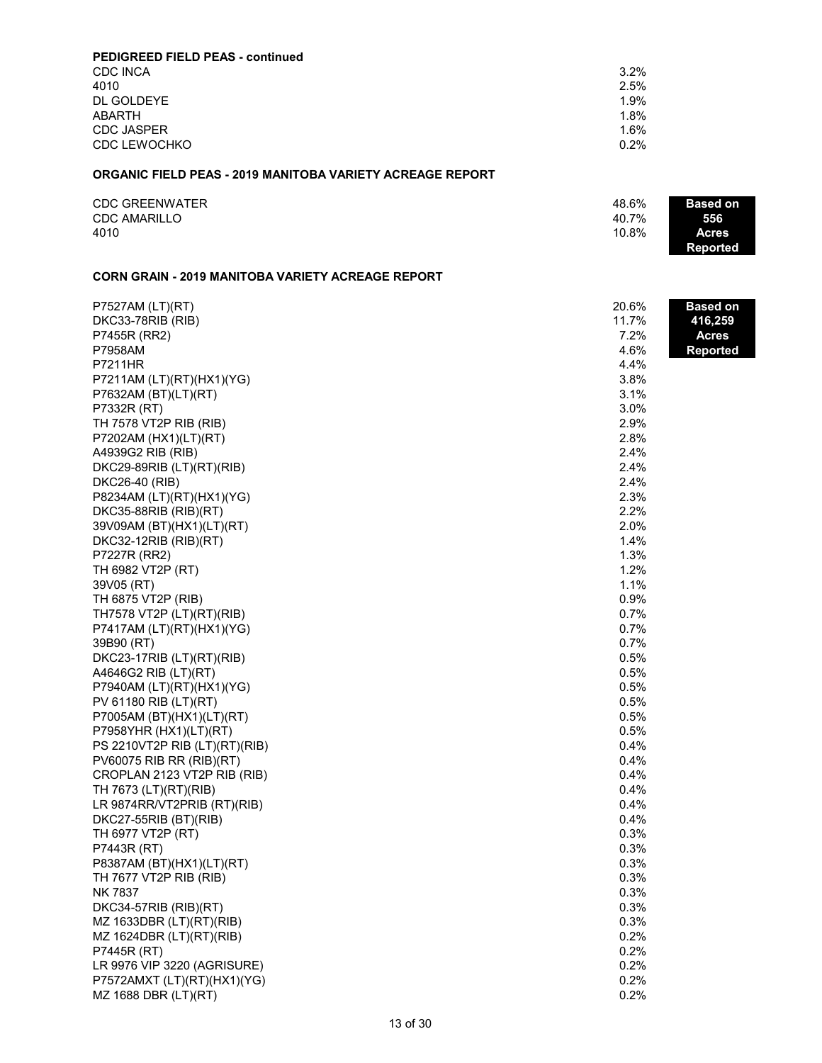**PEDIGREED FIELD PEAS - continued**

| | |
|---|---|
| CDC INCA | 3.2% |
| 4010 | 2.5% |
| DL GOLDEYE | 1.9% |
| ABARTH | 1.8% |
| CDC JASPER | 1.6% |
| CDC LEWOCHKO | 0.2% |

**ORGANIC FIELD PEAS - 2019 MANITOBA VARIETY ACREAGE REPORT**

**Based on 556 Acres Reported**

| | |
|---|---|
| CDC GREENWATER | 48.6% |
| CDC AMARILLO | 40.7% |
| 4010 | 10.8% |

**CORN GRAIN - 2019 MANITOBA VARIETY ACREAGE REPORT**

**Based on 416,259 Acres Reported**

| | |
|---|---|
| P7527AM (LT)(RT) | 20.6% |
| DKC33-78RIB (RIB) | 11.7% |
| P7455R (RR2) | 7.2% |
| P7958AM | 4.6% |
| P7211HR | 4.4% |
| P7211AM (LT)(RT)(HX1)(YG) | 3.8% |
| P7632AM (BT)(LT)(RT) | 3.1% |
| P7332R (RT) | 3.0% |
| TH 7578 VT2P RIB (RIB) | 2.9% |
| P7202AM (HX1)(LT)(RT) | 2.8% |
| A4939G2 RIB (RIB) | 2.4% |
| DKC29-89RIB (LT)(RT)(RIB) | 2.4% |
| DKC26-40 (RIB) | 2.4% |
| P8234AM (LT)(RT)(HX1)(YG) | 2.3% |
| DKC35-88RIB (RIB)(RT) | 2.2% |
| 39V09AM (BT)(HX1)(LT)(RT) | 2.0% |
| DKC32-12RIB (RIB)(RT) | 1.4% |
| P7227R (RR2) | 1.3% |
| TH 6982 VT2P (RT) | 1.2% |
| 39V05 (RT) | 1.1% |
| TH 6875 VT2P (RIB) | 0.9% |
| TH7578 VT2P (LT)(RT)(RIB) | 0.7% |
| P7417AM (LT)(RT)(HX1)(YG) | 0.7% |
| 39B90 (RT) | 0.7% |
| DKC23-17RIB (LT)(RT)(RIB) | 0.5% |
| A4646G2 RIB (LT)(RT) | 0.5% |
| P7940AM (LT)(RT)(HX1)(YG) | 0.5% |
| PV 61180 RIB (LT)(RT) | 0.5% |
| P7005AM (BT)(HX1)(LT)(RT) | 0.5% |
| P7958YHR (HX1)(LT)(RT) | 0.5% |
| PS 2210VT2P RIB (LT)(RT)(RIB) | 0.4% |
| PV60075 RIB RR (RIB)(RT) | 0.4% |
| CROPLAN 2123 VT2P RIB (RIB) | 0.4% |
| TH 7673 (LT)(RT)(RIB) | 0.4% |
| LR 9874RR/VT2PRIB (RT)(RIB) | 0.4% |
| DKC27-55RIB (BT)(RIB) | 0.4% |
| TH 6977 VT2P (RT) | 0.3% |
| P7443R (RT) | 0.3% |
| P8387AM (BT)(HX1)(LT)(RT) | 0.3% |
| TH 7677 VT2P RIB (RIB) | 0.3% |
| NK 7837 | 0.3% |
| DKC34-57RIB (RIB)(RT) | 0.3% |
| MZ 1633DBR (LT)(RT)(RIB) | 0.3% |
| MZ 1624DBR (LT)(RT)(RIB) | 0.2% |
| P7445R (RT) | 0.2% |
| LR 9976 VIP 3220 (AGRISURE) | 0.2% |
| P7572AMXT (LT)(RT)(HX1)(YG) | 0.2% |
| MZ 1688 DBR (LT)(RT) | 0.2% |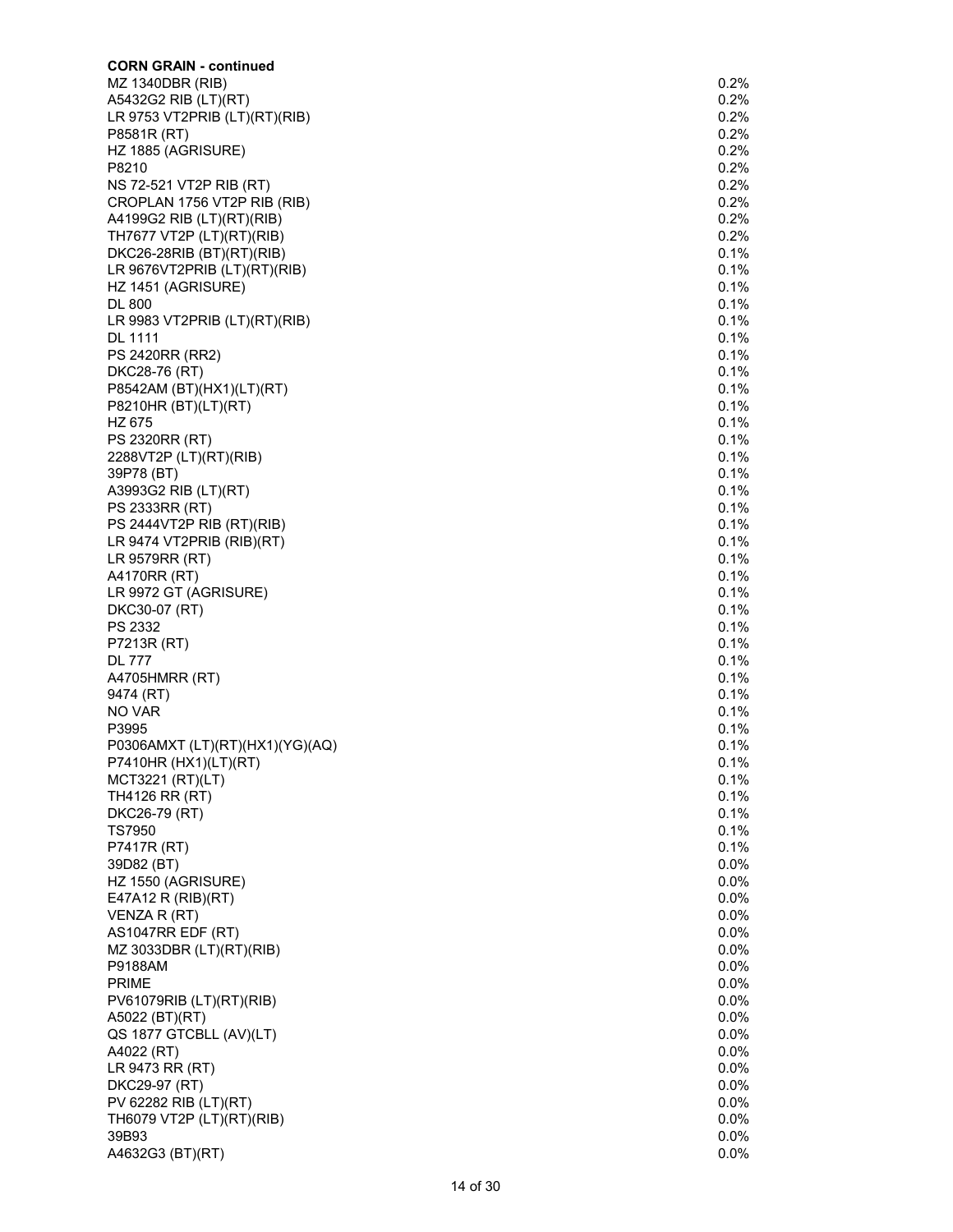**CORN GRAIN - continued**

| | |
|---|---|
| MZ 1340DBR (RIB) | 0.2% |
| A5432G2 RIB (LT)(RT) | 0.2% |
| LR 9753 VT2PRIB (LT)(RT)(RIB) | 0.2% |
| P8581R (RT) | 0.2% |
| HZ 1885 (AGRISURE) | 0.2% |
| P8210 | 0.2% |
| NS 72-521 VT2P RIB (RT) | 0.2% |
| CROPLAN 1756 VT2P RIB (RIB) | 0.2% |
| A4199G2 RIB (LT)(RT)(RIB) | 0.2% |
| TH7677 VT2P (LT)(RT)(RIB) | 0.2% |
| DKC26-28RIB (BT)(RT)(RIB) | 0.1% |
| LR 9676VT2PRIB (LT)(RT)(RIB) | 0.1% |
| HZ 1451 (AGRISURE) | 0.1% |
| DL 800 | 0.1% |
| LR 9983 VT2PRIB (LT)(RT)(RIB) | 0.1% |
| DL 1111 | 0.1% |
| PS 2420RR (RR2) | 0.1% |
| DKC28-76 (RT) | 0.1% |
| P8542AM (BT)(HX1)(LT)(RT) | 0.1% |
| P8210HR (BT)(LT)(RT) | 0.1% |
| HZ 675 | 0.1% |
| PS 2320RR (RT) | 0.1% |
| 2288VT2P (LT)(RT)(RIB) | 0.1% |
| 39P78 (BT) | 0.1% |
| A3993G2 RIB (LT)(RT) | 0.1% |
| PS 2333RR (RT) | 0.1% |
| PS 2444VT2P RIB (RT)(RIB) | 0.1% |
| LR 9474 VT2PRIB (RIB)(RT) | 0.1% |
| LR 9579RR (RT) | 0.1% |
| A4170RR (RT) | 0.1% |
| LR 9972 GT (AGRISURE) | 0.1% |
| DKC30-07 (RT) | 0.1% |
| PS 2332 | 0.1% |
| P7213R (RT) | 0.1% |
| DL 777 | 0.1% |
| A4705HMRR (RT) | 0.1% |
| 9474 (RT) | 0.1% |
| NO VAR | 0.1% |
| P3995 | 0.1% |
| P0306AMXT (LT)(RT)(HX1)(YG)(AQ) | 0.1% |
| P7410HR (HX1)(LT)(RT) | 0.1% |
| MCT3221 (RT)(LT) | 0.1% |
| TH4126 RR (RT) | 0.1% |
| DKC26-79 (RT) | 0.1% |
| TS7950 | 0.1% |
| P7417R (RT) | 0.1% |
| 39D82 (BT) | 0.0% |
| HZ 1550 (AGRISURE) | 0.0% |
| E47A12 R (RIB)(RT) | 0.0% |
| VENZA R (RT) | 0.0% |
| AS1047RR EDF (RT) | 0.0% |
| MZ 3033DBR (LT)(RT)(RIB) | 0.0% |
| P9188AM | 0.0% |
| PRIME | 0.0% |
| PV61079RIB (LT)(RT)(RIB) | 0.0% |
| A5022 (BT)(RT) | 0.0% |
| QS 1877 GTCBLL (AV)(LT) | 0.0% |
| A4022 (RT) | 0.0% |
| LR 9473 RR (RT) | 0.0% |
| DKC29-97 (RT) | 0.0% |
| PV 62282 RIB (LT)(RT) | 0.0% |
| TH6079 VT2P (LT)(RT)(RIB) | 0.0% |
| 39B93 | 0.0% |
| A4632G3 (BT)(RT) | 0.0% |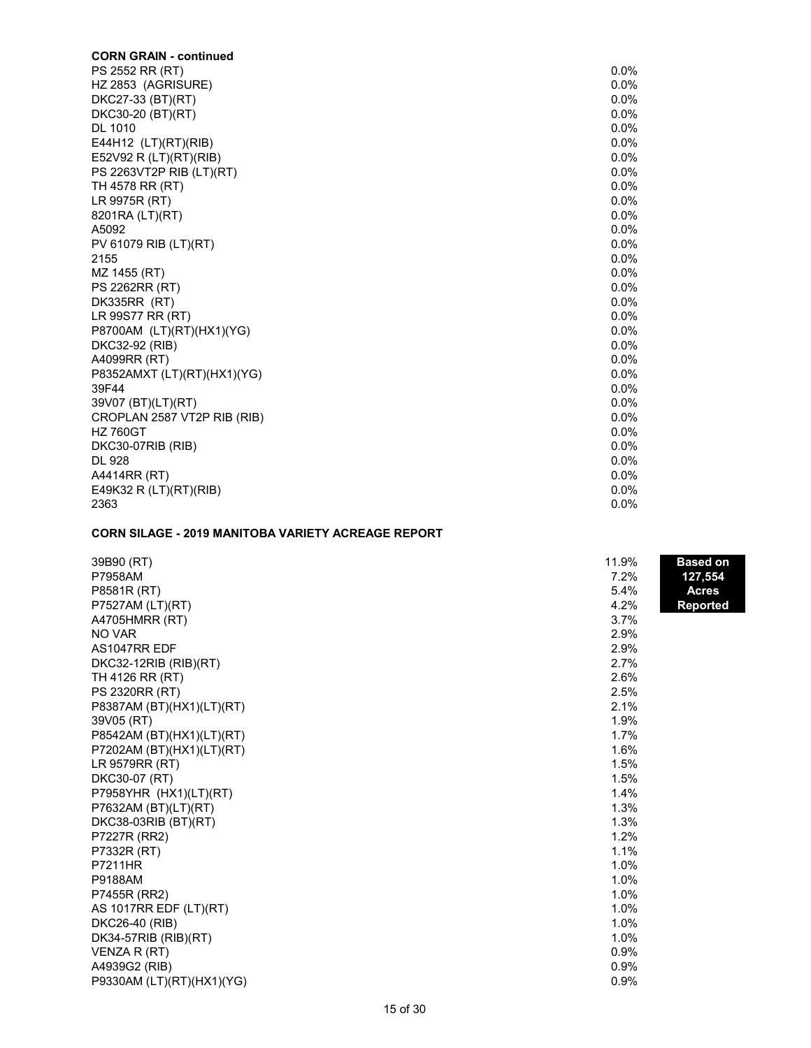**CORN GRAIN - continued**

| Variety | Percent |
|---|---|
| PS 2552 RR (RT) | 0.0% |
| HZ 2853 (AGRISURE) | 0.0% |
| DKC27-33 (BT)(RT) | 0.0% |
| DKC30-20 (BT)(RT) | 0.0% |
| DL 1010 | 0.0% |
| E44H12 (LT)(RT)(RIB) | 0.0% |
| E52V92 R (LT)(RT)(RIB) | 0.0% |
| PS 2263VT2P RIB (LT)(RT) | 0.0% |
| TH 4578 RR (RT) | 0.0% |
| LR 9975R (RT) | 0.0% |
| 8201RA (LT)(RT) | 0.0% |
| A5092 | 0.0% |
| PV 61079 RIB (LT)(RT) | 0.0% |
| 2155 | 0.0% |
| MZ 1455 (RT) | 0.0% |
| PS 2262RR (RT) | 0.0% |
| DK335RR (RT) | 0.0% |
| LR 99S77 RR (RT) | 0.0% |
| P8700AM (LT)(RT)(HX1)(YG) | 0.0% |
| DKC32-92 (RIB) | 0.0% |
| A4099RR (RT) | 0.0% |
| P8352AMXT (LT)(RT)(HX1)(YG) | 0.0% |
| 39F44 | 0.0% |
| 39V07 (BT)(LT)(RT) | 0.0% |
| CROPLAN 2587 VT2P RIB (RIB) | 0.0% |
| HZ 760GT | 0.0% |
| DKC30-07RIB (RIB) | 0.0% |
| DL 928 | 0.0% |
| A4414RR (RT) | 0.0% |
| E49K32 R (LT)(RT)(RIB) | 0.0% |
| 2363 | 0.0% |

**CORN SILAGE - 2019 MANITOBA VARIETY ACREAGE REPORT**

**Based on 127,554 Acres Reported**

| Variety | Percent |
|---|---|
| 39B90 (RT) | 11.9% |
| P7958AM | 7.2% |
| P8581R (RT) | 5.4% |
| P7527AM (LT)(RT) | 4.2% |
| A4705HMRR (RT) | 3.7% |
| NO VAR | 2.9% |
| AS1047RR EDF | 2.9% |
| DKC32-12RIB (RIB)(RT) | 2.7% |
| TH 4126 RR (RT) | 2.6% |
| PS 2320RR (RT) | 2.5% |
| P8387AM (BT)(HX1)(LT)(RT) | 2.1% |
| 39V05 (RT) | 1.9% |
| P8542AM (BT)(HX1)(LT)(RT) | 1.7% |
| P7202AM (BT)(HX1)(LT)(RT) | 1.6% |
| LR 9579RR (RT) | 1.5% |
| DKC30-07 (RT) | 1.5% |
| P7958YHR (HX1)(LT)(RT) | 1.4% |
| P7632AM (BT)(LT)(RT) | 1.3% |
| DKC38-03RIB (BT)(RT) | 1.3% |
| P7227R (RR2) | 1.2% |
| P7332R (RT) | 1.1% |
| P7211HR | 1.0% |
| P9188AM | 1.0% |
| P7455R (RR2) | 1.0% |
| AS 1017RR EDF (LT)(RT) | 1.0% |
| DKC26-40 (RIB) | 1.0% |
| DK34-57RIB (RIB)(RT) | 1.0% |
| VENZA R (RT) | 0.9% |
| A4939G2 (RIB) | 0.9% |
| P9330AM (LT)(RT)(HX1)(YG) | 0.9% |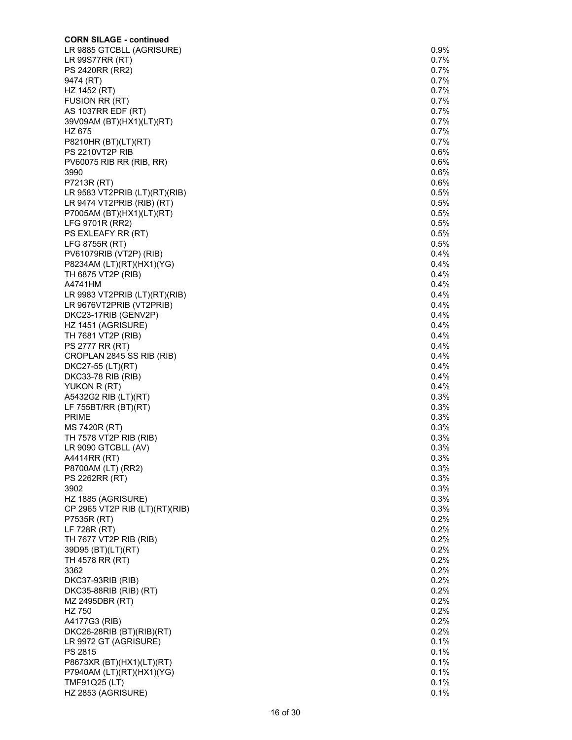**CORN SILAGE - continued**

| | |
|---|---|
| LR 9885 GTCBLL (AGRISURE) | 0.9% |
| LR 99S77RR (RT) | 0.7% |
| PS 2420RR (RR2) | 0.7% |
| 9474 (RT) | 0.7% |
| HZ 1452 (RT) | 0.7% |
| FUSION RR (RT) | 0.7% |
| AS 1037RR EDF (RT) | 0.7% |
| 39V09AM (BT)(HX1)(LT)(RT) | 0.7% |
| HZ 675 | 0.7% |
| P8210HR (BT)(LT)(RT) | 0.7% |
| PS 2210VT2P RIB | 0.6% |
| PV60075 RIB RR (RIB, RR) | 0.6% |
| 3990 | 0.6% |
| P7213R (RT) | 0.6% |
| LR 9583 VT2PRIB (LT)(RT)(RIB) | 0.5% |
| LR 9474 VT2PRIB (RIB) (RT) | 0.5% |
| P7005AM (BT)(HX1)(LT)(RT) | 0.5% |
| LFG 9701R (RR2) | 0.5% |
| PS EXLEAFY RR (RT) | 0.5% |
| LFG 8755R (RT) | 0.5% |
| PV61079RIB (VT2P) (RIB) | 0.4% |
| P8234AM (LT)(RT)(HX1)(YG) | 0.4% |
| TH 6875 VT2P (RIB) | 0.4% |
| A4741HM | 0.4% |
| LR 9983 VT2PRIB (LT)(RT)(RIB) | 0.4% |
| LR 9676VT2PRIB (VT2PRIB) | 0.4% |
| DKC23-17RIB (GENV2P) | 0.4% |
| HZ 1451 (AGRISURE) | 0.4% |
| TH 7681 VT2P (RIB) | 0.4% |
| PS 2777 RR (RT) | 0.4% |
| CROPLAN 2845 SS RIB (RIB) | 0.4% |
| DKC27-55 (LT)(RT) | 0.4% |
| DKC33-78 RIB (RIB) | 0.4% |
| YUKON R (RT) | 0.4% |
| A5432G2 RIB (LT)(RT) | 0.3% |
| LF 755BT/RR (BT)(RT) | 0.3% |
| PRIME | 0.3% |
| MS 7420R (RT) | 0.3% |
| TH 7578 VT2P RIB (RIB) | 0.3% |
| LR 9090 GTCBLL (AV) | 0.3% |
| A4414RR (RT) | 0.3% |
| P8700AM (LT) (RR2) | 0.3% |
| PS 2262RR (RT) | 0.3% |
| 3902 | 0.3% |
| HZ 1885 (AGRISURE) | 0.3% |
| CP 2965 VT2P RIB (LT)(RT)(RIB) | 0.3% |
| P7535R (RT) | 0.2% |
| LF 728R (RT) | 0.2% |
| TH 7677 VT2P RIB (RIB) | 0.2% |
| 39D95 (BT)(LT)(RT) | 0.2% |
| TH 4578 RR (RT) | 0.2% |
| 3362 | 0.2% |
| DKC37-93RIB (RIB) | 0.2% |
| DKC35-88RIB (RIB) (RT) | 0.2% |
| MZ 2495DBR (RT) | 0.2% |
| HZ 750 | 0.2% |
| A4177G3 (RIB) | 0.2% |
| DKC26-28RIB (BT)(RIB)(RT) | 0.2% |
| LR 9972 GT (AGRISURE) | 0.1% |
| PS 2815 | 0.1% |
| P8673XR (BT)(HX1)(LT)(RT) | 0.1% |
| P7940AM (LT)(RT)(HX1)(YG) | 0.1% |
| TMF91Q25 (LT) | 0.1% |
| HZ 2853 (AGRISURE) | 0.1% |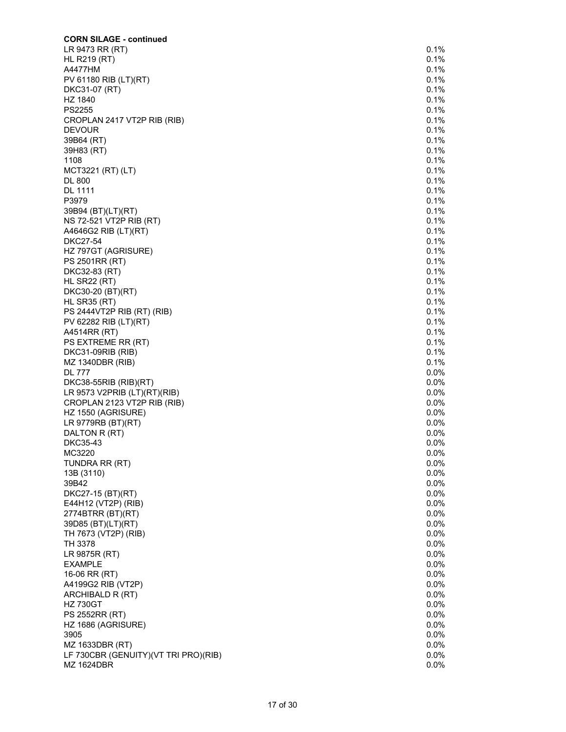**CORN SILAGE - continued**

| | |
|---|---|
| LR 9473 RR (RT) | 0.1% |
| HL R219 (RT) | 0.1% |
| A4477HM | 0.1% |
| PV 61180 RIB (LT)(RT) | 0.1% |
| DKC31-07 (RT) | 0.1% |
| HZ 1840 | 0.1% |
| PS2255 | 0.1% |
| CROPLAN 2417 VT2P RIB (RIB) | 0.1% |
| DEVOUR | 0.1% |
| 39B64 (RT) | 0.1% |
| 39H83 (RT) | 0.1% |
| 1108 | 0.1% |
| MCT3221 (RT) (LT) | 0.1% |
| DL 800 | 0.1% |
| DL 1111 | 0.1% |
| P3979 | 0.1% |
| 39B94 (BT)(LT)(RT) | 0.1% |
| NS 72-521 VT2P RIB (RT) | 0.1% |
| A4646G2 RIB (LT)(RT) | 0.1% |
| DKC27-54 | 0.1% |
| HZ 797GT (AGRISURE) | 0.1% |
| PS 2501RR (RT) | 0.1% |
| DKC32-83 (RT) | 0.1% |
| HL SR22 (RT) | 0.1% |
| DKC30-20 (BT)(RT) | 0.1% |
| HL SR35 (RT) | 0.1% |
| PS 2444VT2P RIB (RT) (RIB) | 0.1% |
| PV 62282 RIB (LT)(RT) | 0.1% |
| A4514RR (RT) | 0.1% |
| PS EXTREME RR (RT) | 0.1% |
| DKC31-09RIB (RIB) | 0.1% |
| MZ 1340DBR (RIB) | 0.1% |
| DL 777 | 0.0% |
| DKC38-55RIB (RIB)(RT) | 0.0% |
| LR 9573 V2PRIB (LT)(RT)(RIB) | 0.0% |
| CROPLAN 2123 VT2P RIB (RIB) | 0.0% |
| HZ 1550 (AGRISURE) | 0.0% |
| LR 9779RB (BT)(RT) | 0.0% |
| DALTON R (RT) | 0.0% |
| DKC35-43 | 0.0% |
| MC3220 | 0.0% |
| TUNDRA RR (RT) | 0.0% |
| 13B (3110) | 0.0% |
| 39B42 | 0.0% |
| DKC27-15 (BT)(RT) | 0.0% |
| E44H12 (VT2P) (RIB) | 0.0% |
| 2774BTRR (BT)(RT) | 0.0% |
| 39D85 (BT)(LT)(RT) | 0.0% |
| TH 7673 (VT2P) (RIB) | 0.0% |
| TH 3378 | 0.0% |
| LR 9875R (RT) | 0.0% |
| EXAMPLE | 0.0% |
| 16-06 RR (RT) | 0.0% |
| A4199G2 RIB (VT2P) | 0.0% |
| ARCHIBALD R (RT) | 0.0% |
| HZ 730GT | 0.0% |
| PS 2552RR (RT) | 0.0% |
| HZ 1686 (AGRISURE) | 0.0% |
| 3905 | 0.0% |
| MZ 1633DBR (RT) | 0.0% |
| LF 730CBR (GENUITY)(VT TRI PRO)(RIB) | 0.0% |
| MZ 1624DBR | 0.0% |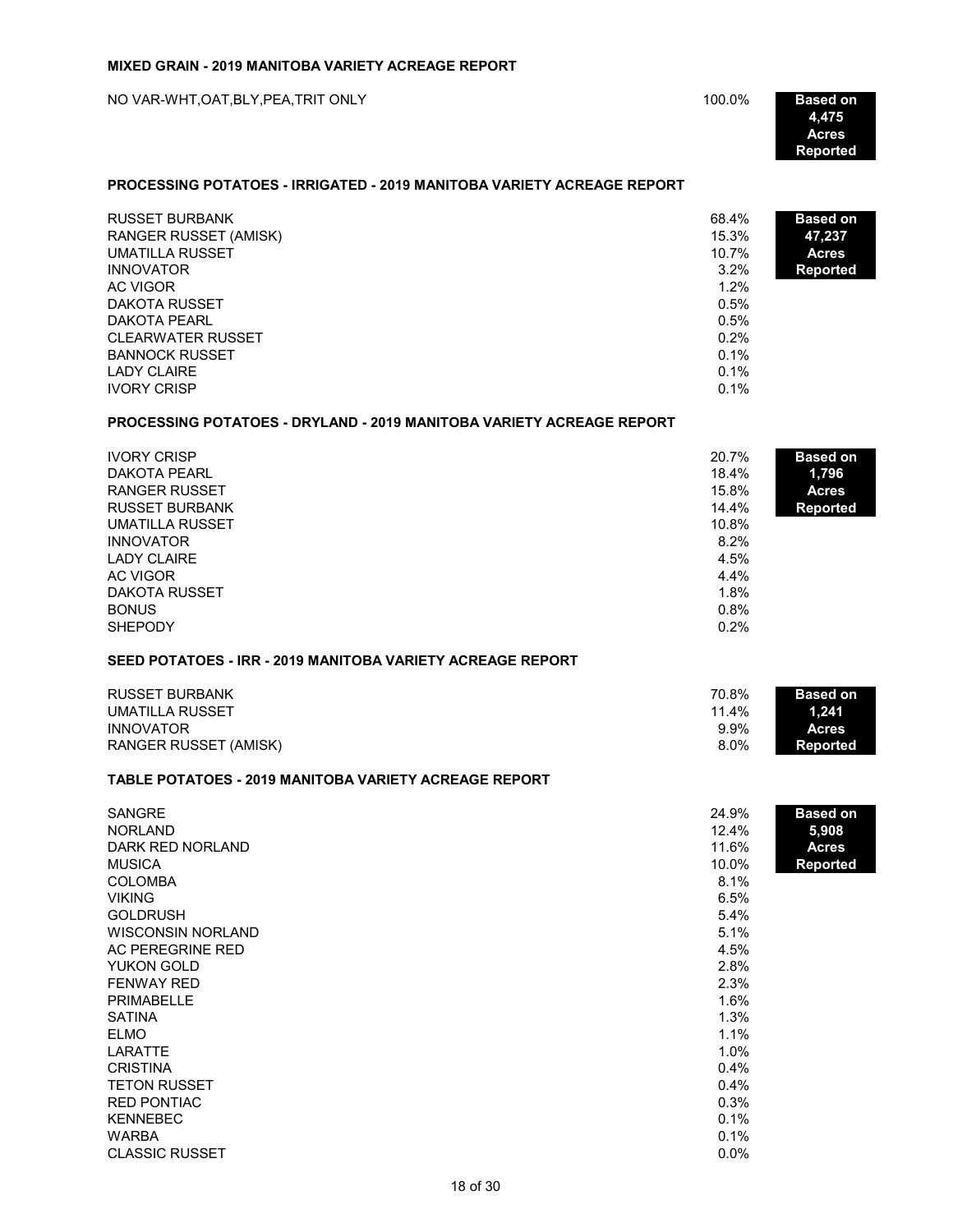### MIXED GRAIN - 2019 MANITOBA VARIETY ACREAGE REPORT

| Variety | % | |
|---|---|---|
| NO VAR-WHT,OAT,BLY,PEA,TRIT ONLY | 100.0% | **Based on 4,475 Acres Reported** |

### PROCESSING POTATOES - IRRIGATED - 2019 MANITOBA VARIETY ACREAGE REPORT

| Variety | % | |
|---|---|---|
| RUSSET BURBANK | 68.4% | **Based on 47,237 Acres Reported** |
| RANGER RUSSET (AMISK) | 15.3% | |
| UMATILLA RUSSET | 10.7% | |
| INNOVATOR | 3.2% | |
| AC VIGOR | 1.2% | |
| DAKOTA RUSSET | 0.5% | |
| DAKOTA PEARL | 0.5% | |
| CLEARWATER RUSSET | 0.2% | |
| BANNOCK RUSSET | 0.1% | |
| LADY CLAIRE | 0.1% | |
| IVORY CRISP | 0.1% | |

### PROCESSING POTATOES - DRYLAND - 2019 MANITOBA VARIETY ACREAGE REPORT

| Variety | % | |
|---|---|---|
| IVORY CRISP | 20.7% | **Based on 1,796 Acres Reported** |
| DAKOTA PEARL | 18.4% | |
| RANGER RUSSET | 15.8% | |
| RUSSET BURBANK | 14.4% | |
| UMATILLA RUSSET | 10.8% | |
| INNOVATOR | 8.2% | |
| LADY CLAIRE | 4.5% | |
| AC VIGOR | 4.4% | |
| DAKOTA RUSSET | 1.8% | |
| BONUS | 0.8% | |
| SHEPODY | 0.2% | |

### SEED POTATOES - IRR - 2019 MANITOBA VARIETY ACREAGE REPORT

| Variety | % | |
|---|---|---|
| RUSSET BURBANK | 70.8% | **Based on 1,241 Acres Reported** |
| UMATILLA RUSSET | 11.4% | |
| INNOVATOR | 9.9% | |
| RANGER RUSSET (AMISK) | 8.0% | |

### TABLE POTATOES - 2019 MANITOBA VARIETY ACREAGE REPORT

| Variety | % | |
|---|---|---|
| SANGRE | 24.9% | **Based on 5,908 Acres Reported** |
| NORLAND | 12.4% | |
| DARK RED NORLAND | 11.6% | |
| MUSICA | 10.0% | |
| COLOMBA | 8.1% | |
| VIKING | 6.5% | |
| GOLDRUSH | 5.4% | |
| WISCONSIN NORLAND | 5.1% | |
| AC PEREGRINE RED | 4.5% | |
| YUKON GOLD | 2.8% | |
| FENWAY RED | 2.3% | |
| PRIMABELLE | 1.6% | |
| SATINA | 1.3% | |
| ELMO | 1.1% | |
| LARATTE | 1.0% | |
| CRISTINA | 0.4% | |
| TETON RUSSET | 0.4% | |
| RED PONTIAC | 0.3% | |
| KENNEBEC | 0.1% | |
| WARBA | 0.1% | |
| CLASSIC RUSSET | 0.0% | |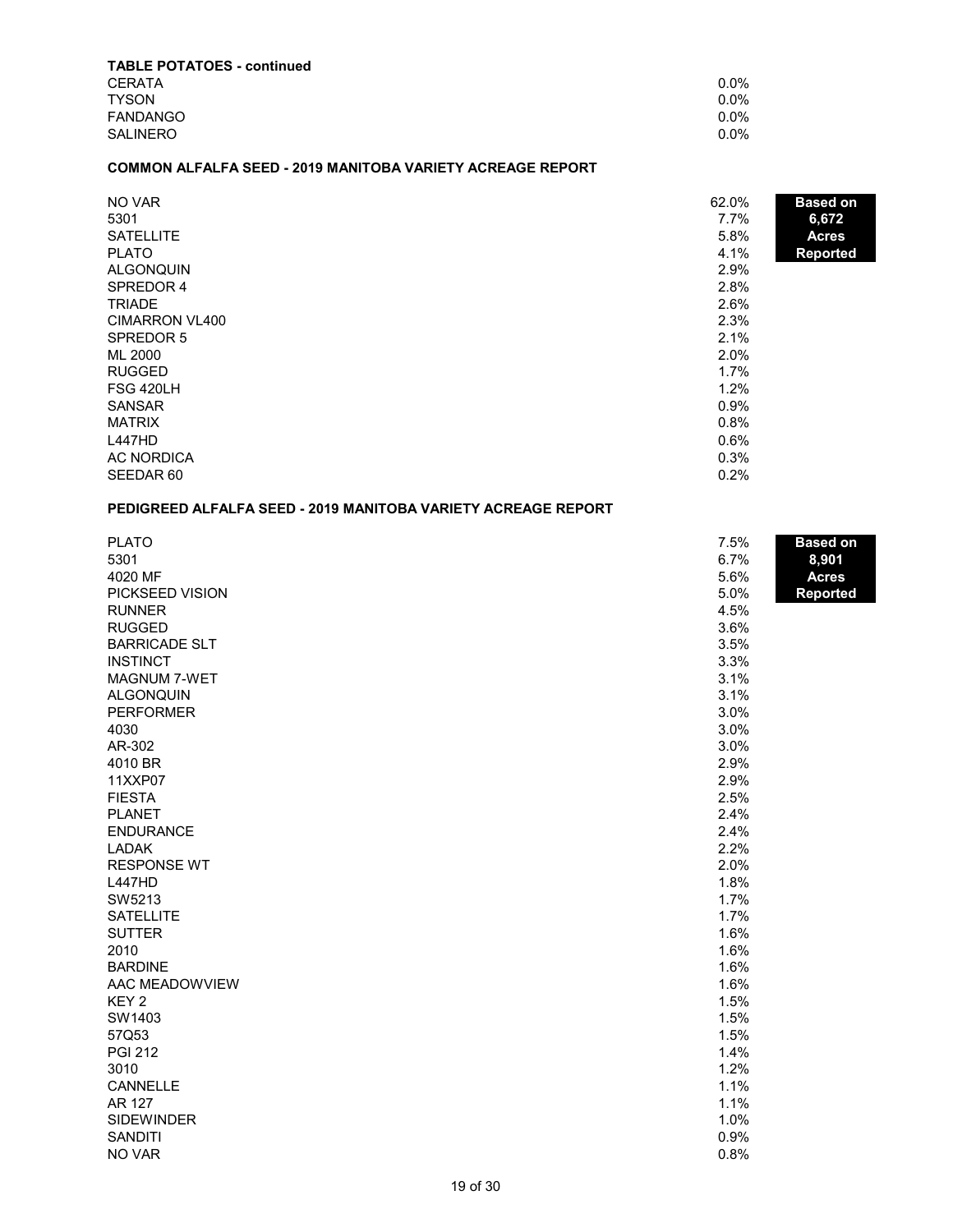**TABLE POTATOES - continued**

| Variety | % |
|---|---|
| CERATA | 0.0% |
| TYSON | 0.0% |
| FANDANGO | 0.0% |
| SALINERO | 0.0% |

**COMMON ALFALFA SEED - 2019 MANITOBA VARIETY ACREAGE REPORT**

**Based on 6,672 Acres Reported**

| Variety | % |
|---|---|
| NO VAR | 62.0% |
| 5301 | 7.7% |
| SATELLITE | 5.8% |
| PLATO | 4.1% |
| ALGONQUIN | 2.9% |
| SPREDOR 4 | 2.8% |
| TRIADE | 2.6% |
| CIMARRON VL400 | 2.3% |
| SPREDOR 5 | 2.1% |
| ML 2000 | 2.0% |
| RUGGED | 1.7% |
| FSG 420LH | 1.2% |
| SANSAR | 0.9% |
| MATRIX | 0.8% |
| L447HD | 0.6% |
| AC NORDICA | 0.3% |
| SEEDAR 60 | 0.2% |

**PEDIGREED ALFALFA SEED - 2019 MANITOBA VARIETY ACREAGE REPORT**

**Based on 8,901 Acres Reported**

| Variety | % |
|---|---|
| PLATO | 7.5% |
| 5301 | 6.7% |
| 4020 MF | 5.6% |
| PICKSEED VISION | 5.0% |
| RUNNER | 4.5% |
| RUGGED | 3.6% |
| BARRICADE SLT | 3.5% |
| INSTINCT | 3.3% |
| MAGNUM 7-WET | 3.1% |
| ALGONQUIN | 3.1% |
| PERFORMER | 3.0% |
| 4030 | 3.0% |
| AR-302 | 3.0% |
| 4010 BR | 2.9% |
| 11XXP07 | 2.9% |
| FIESTA | 2.5% |
| PLANET | 2.4% |
| ENDURANCE | 2.4% |
| LADAK | 2.2% |
| RESPONSE WT | 2.0% |
| L447HD | 1.8% |
| SW5213 | 1.7% |
| SATELLITE | 1.7% |
| SUTTER | 1.6% |
| 2010 | 1.6% |
| BARDINE | 1.6% |
| AAC MEADOWVIEW | 1.6% |
| KEY 2 | 1.5% |
| SW1403 | 1.5% |
| 57Q53 | 1.5% |
| PGI 212 | 1.4% |
| 3010 | 1.2% |
| CANNELLE | 1.1% |
| AR 127 | 1.1% |
| SIDEWINDER | 1.0% |
| SANDITI | 0.9% |
| NO VAR | 0.8% |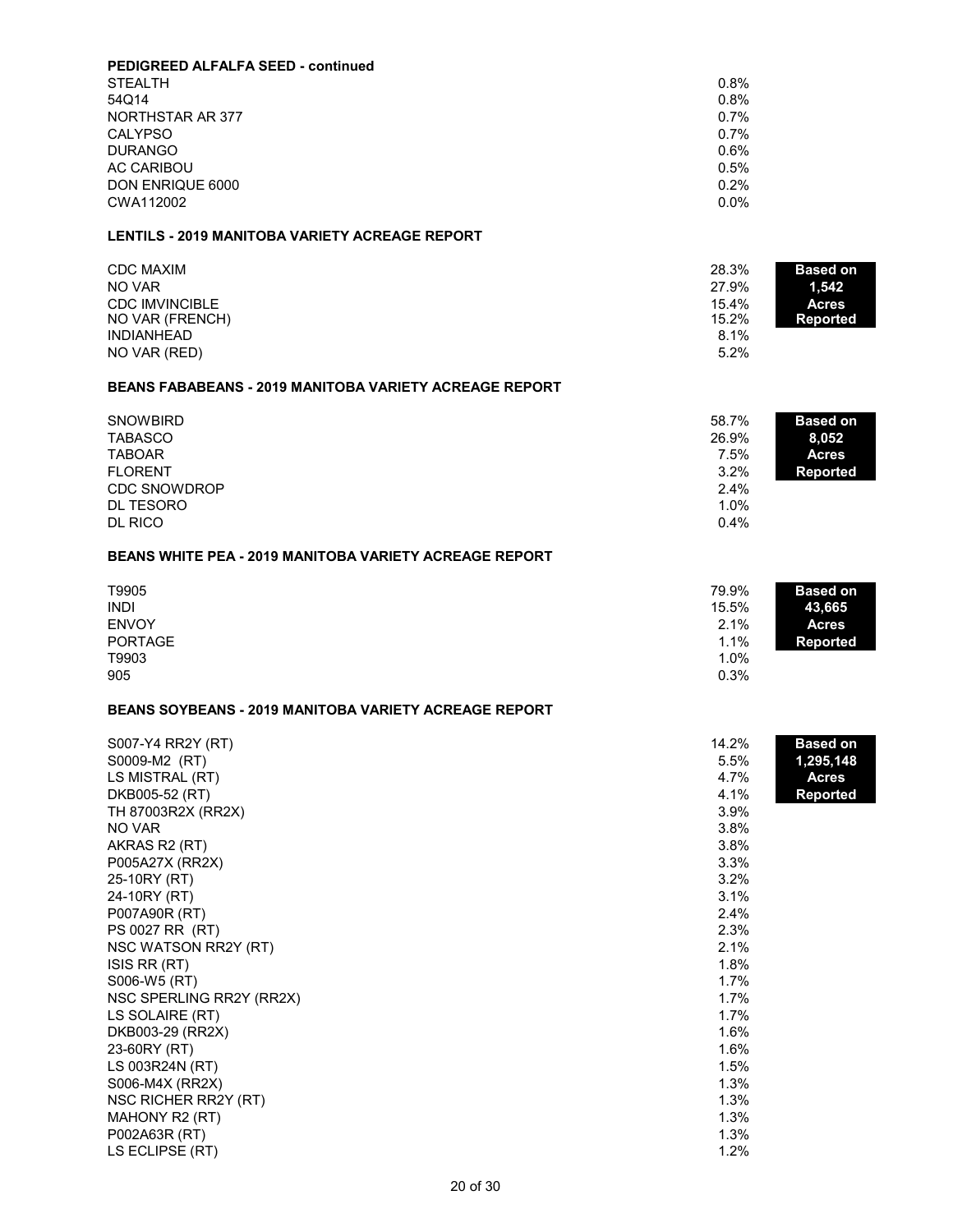**PEDIGREED ALFALFA SEED - continued**

| Variety | % |
|---|---|
| STEALTH | 0.8% |
| 54Q14 | 0.8% |
| NORTHSTAR AR 377 | 0.7% |
| CALYPSO | 0.7% |
| DURANGO | 0.6% |
| AC CARIBOU | 0.5% |
| DON ENRIQUE 6000 | 0.2% |
| CWA112002 | 0.0% |

**LENTILS - 2019 MANITOBA VARIETY ACREAGE REPORT**

**Based on 1,542 Acres Reported**

| Variety | % |
|---|---|
| CDC MAXIM | 28.3% |
| NO VAR | 27.9% |
| CDC IMVINCIBLE | 15.4% |
| NO VAR (FRENCH) | 15.2% |
| INDIANHEAD | 8.1% |
| NO VAR (RED) | 5.2% |

**BEANS FABABEANS - 2019 MANITOBA VARIETY ACREAGE REPORT**

**Based on 8,052 Acres Reported**

| Variety | % |
|---|---|
| SNOWBIRD | 58.7% |
| TABASCO | 26.9% |
| TABOAR | 7.5% |
| FLORENT | 3.2% |
| CDC SNOWDROP | 2.4% |
| DL TESORO | 1.0% |
| DL RICO | 0.4% |

**BEANS WHITE PEA - 2019 MANITOBA VARIETY ACREAGE REPORT**

**Based on 43,665 Acres Reported**

| Variety | % |
|---|---|
| T9905 | 79.9% |
| INDI | 15.5% |
| ENVOY | 2.1% |
| PORTAGE | 1.1% |
| T9903 | 1.0% |
| 905 | 0.3% |

**BEANS SOYBEANS - 2019 MANITOBA VARIETY ACREAGE REPORT**

**Based on 1,295,148 Acres Reported**

| Variety | % |
|---|---|
| S007-Y4 RR2Y (RT) | 14.2% |
| S0009-M2 (RT) | 5.5% |
| LS MISTRAL (RT) | 4.7% |
| DKB005-52 (RT) | 4.1% |
| TH 87003R2X (RR2X) | 3.9% |
| NO VAR | 3.8% |
| AKRAS R2 (RT) | 3.8% |
| P005A27X (RR2X) | 3.3% |
| 25-10RY (RT) | 3.2% |
| 24-10RY (RT) | 3.1% |
| P007A90R (RT) | 2.4% |
| PS 0027 RR (RT) | 2.3% |
| NSC WATSON RR2Y (RT) | 2.1% |
| ISIS RR (RT) | 1.8% |
| S006-W5 (RT) | 1.7% |
| NSC SPERLING RR2Y (RR2X) | 1.7% |
| LS SOLAIRE (RT) | 1.7% |
| DKB003-29 (RR2X) | 1.6% |
| 23-60RY (RT) | 1.6% |
| LS 003R24N (RT) | 1.5% |
| S006-M4X (RR2X) | 1.3% |
| NSC RICHER RR2Y (RT) | 1.3% |
| MAHONY R2 (RT) | 1.3% |
| P002A63R (RT) | 1.3% |
| LS ECLIPSE (RT) | 1.2% |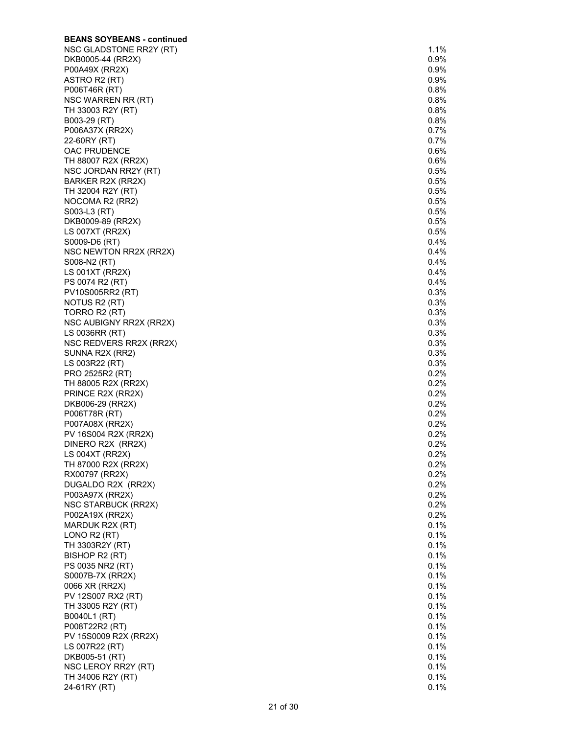**BEANS SOYBEANS - continued**

| | |
|---|---|
| NSC GLADSTONE RR2Y (RT) | 1.1% |
| DKB0005-44 (RR2X) | 0.9% |
| P00A49X (RR2X) | 0.9% |
| ASTRO R2 (RT) | 0.9% |
| P006T46R (RT) | 0.8% |
| NSC WARREN RR (RT) | 0.8% |
| TH 33003 R2Y (RT) | 0.8% |
| B003-29 (RT) | 0.8% |
| P006A37X (RR2X) | 0.7% |
| 22-60RY (RT) | 0.7% |
| OAC PRUDENCE | 0.6% |
| TH 88007 R2X (RR2X) | 0.6% |
| NSC JORDAN RR2Y (RT) | 0.5% |
| BARKER R2X (RR2X) | 0.5% |
| TH 32004 R2Y (RT) | 0.5% |
| NOCOMA R2 (RR2) | 0.5% |
| S003-L3 (RT) | 0.5% |
| DKB0009-89 (RR2X) | 0.5% |
| LS 007XT (RR2X) | 0.5% |
| S0009-D6 (RT) | 0.4% |
| NSC NEWTON RR2X (RR2X) | 0.4% |
| S008-N2 (RT) | 0.4% |
| LS 001XT (RR2X) | 0.4% |
| PS 0074 R2 (RT) | 0.4% |
| PV10S005RR2 (RT) | 0.3% |
| NOTUS R2 (RT) | 0.3% |
| TORRO R2 (RT) | 0.3% |
| NSC AUBIGNY RR2X (RR2X) | 0.3% |
| LS 0036RR (RT) | 0.3% |
| NSC REDVERS RR2X (RR2X) | 0.3% |
| SUNNA R2X (RR2) | 0.3% |
| LS 003R22 (RT) | 0.3% |
| PRO 2525R2 (RT) | 0.2% |
| TH 88005 R2X (RR2X) | 0.2% |
| PRINCE R2X (RR2X) | 0.2% |
| DKB006-29 (RR2X) | 0.2% |
| P006T78R (RT) | 0.2% |
| P007A08X (RR2X) | 0.2% |
| PV 16S004 R2X (RR2X) | 0.2% |
| DINERO R2X (RR2X) | 0.2% |
| LS 004XT (RR2X) | 0.2% |
| TH 87000 R2X (RR2X) | 0.2% |
| RX00797 (RR2X) | 0.2% |
| DUGALDO R2X (RR2X) | 0.2% |
| P003A97X (RR2X) | 0.2% |
| NSC STARBUCK (RR2X) | 0.2% |
| P002A19X (RR2X) | 0.2% |
| MARDUK R2X (RT) | 0.1% |
| LONO R2 (RT) | 0.1% |
| TH 3303R2Y (RT) | 0.1% |
| BISHOP R2 (RT) | 0.1% |
| PS 0035 NR2 (RT) | 0.1% |
| S0007B-7X (RR2X) | 0.1% |
| 0066 XR (RR2X) | 0.1% |
| PV 12S007 RX2 (RT) | 0.1% |
| TH 33005 R2Y (RT) | 0.1% |
| B0040L1 (RT) | 0.1% |
| P008T22R2 (RT) | 0.1% |
| PV 15S0009 R2X (RR2X) | 0.1% |
| LS 007R22 (RT) | 0.1% |
| DKB005-51 (RT) | 0.1% |
| NSC LEROY RR2Y (RT) | 0.1% |
| TH 34006 R2Y (RT) | 0.1% |
| 24-61RY (RT) | 0.1% |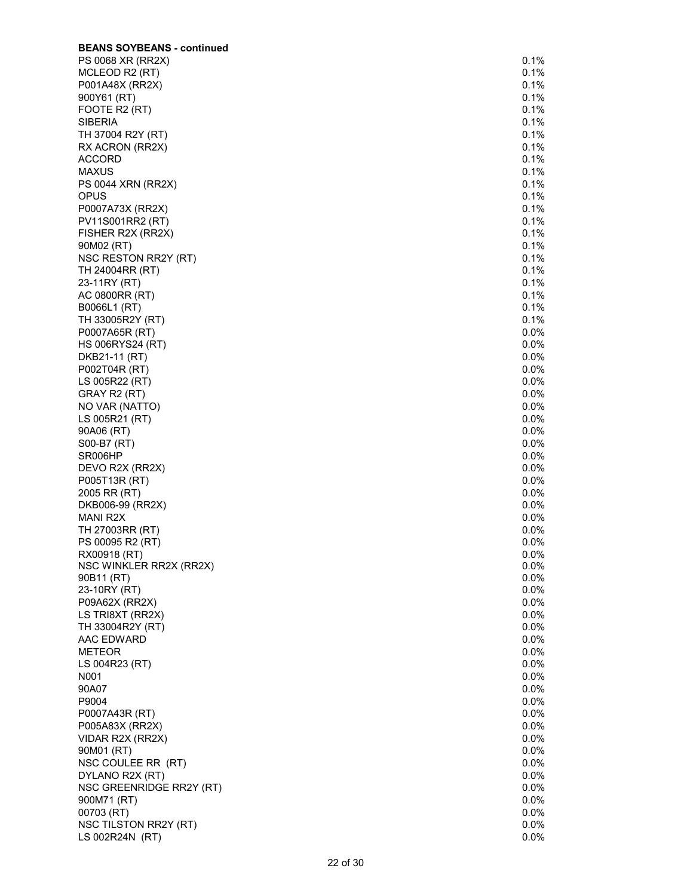**BEANS SOYBEANS - continued**

| | |
|---|---|
| PS 0068 XR (RR2X) | 0.1% |
| MCLEOD R2 (RT) | 0.1% |
| P001A48X (RR2X) | 0.1% |
| 900Y61 (RT) | 0.1% |
| FOOTE R2 (RT) | 0.1% |
| SIBERIA | 0.1% |
| TH 37004 R2Y (RT) | 0.1% |
| RX ACRON (RR2X) | 0.1% |
| ACCORD | 0.1% |
| MAXUS | 0.1% |
| PS 0044 XRN (RR2X) | 0.1% |
| OPUS | 0.1% |
| P0007A73X (RR2X) | 0.1% |
| PV11S001RR2 (RT) | 0.1% |
| FISHER R2X (RR2X) | 0.1% |
| 90M02 (RT) | 0.1% |
| NSC RESTON RR2Y (RT) | 0.1% |
| TH 24004RR (RT) | 0.1% |
| 23-11RY (RT) | 0.1% |
| AC 0800RR (RT) | 0.1% |
| B0066L1 (RT) | 0.1% |
| TH 33005R2Y (RT) | 0.1% |
| P0007A65R (RT) | 0.0% |
| HS 006RYS24 (RT) | 0.0% |
| DKB21-11 (RT) | 0.0% |
| P002T04R (RT) | 0.0% |
| LS 005R22 (RT) | 0.0% |
| GRAY R2 (RT) | 0.0% |
| NO VAR (NATTO) | 0.0% |
| LS 005R21 (RT) | 0.0% |
| 90A06 (RT) | 0.0% |
| S00-B7 (RT) | 0.0% |
| SR006HP | 0.0% |
| DEVO R2X (RR2X) | 0.0% |
| P005T13R (RT) | 0.0% |
| 2005 RR (RT) | 0.0% |
| DKB006-99 (RR2X) | 0.0% |
| MANI R2X | 0.0% |
| TH 27003RR (RT) | 0.0% |
| PS 00095 R2 (RT) | 0.0% |
| RX00918 (RT) | 0.0% |
| NSC WINKLER RR2X (RR2X) | 0.0% |
| 90B11 (RT) | 0.0% |
| 23-10RY (RT) | 0.0% |
| P09A62X (RR2X) | 0.0% |
| LS TRI8XT (RR2X) | 0.0% |
| TH 33004R2Y (RT) | 0.0% |
| AAC EDWARD | 0.0% |
| METEOR | 0.0% |
| LS 004R23 (RT) | 0.0% |
| N001 | 0.0% |
| 90A07 | 0.0% |
| P9004 | 0.0% |
| P0007A43R (RT) | 0.0% |
| P005A83X (RR2X) | 0.0% |
| VIDAR R2X (RR2X) | 0.0% |
| 90M01 (RT) | 0.0% |
| NSC COULEE RR (RT) | 0.0% |
| DYLANO R2X (RT) | 0.0% |
| NSC GREENRIDGE RR2Y (RT) | 0.0% |
| 900M71 (RT) | 0.0% |
| 00703 (RT) | 0.0% |
| NSC TILSTON RR2Y (RT) | 0.0% |
| LS 002R24N (RT) | 0.0% |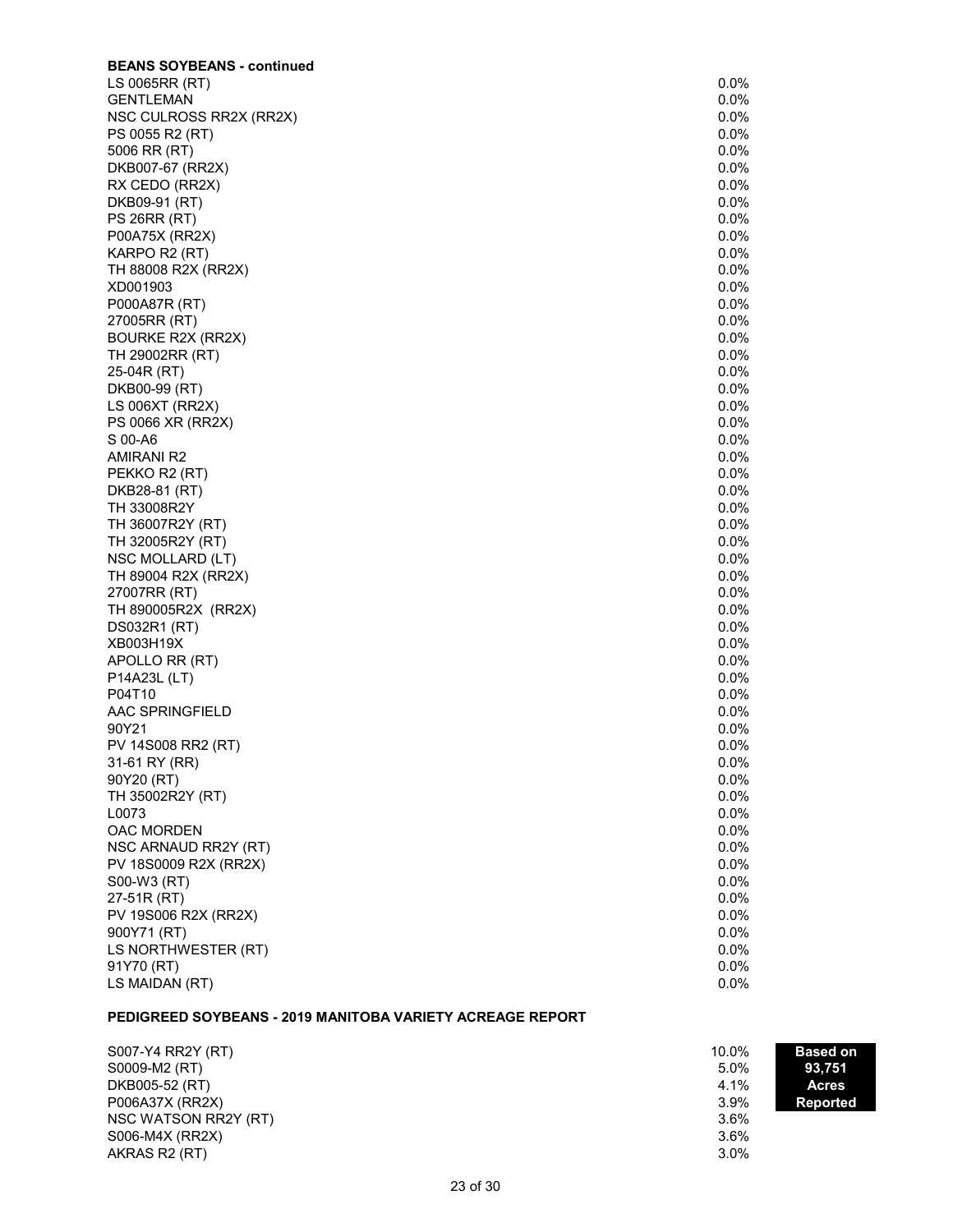**BEANS SOYBEANS - continued**

| Variety | Percent |
|---|---|
| LS 0065RR (RT) | 0.0% |
| GENTLEMAN | 0.0% |
| NSC CULROSS RR2X (RR2X) | 0.0% |
| PS 0055 R2 (RT) | 0.0% |
| 5006 RR (RT) | 0.0% |
| DKB007-67 (RR2X) | 0.0% |
| RX CEDO (RR2X) | 0.0% |
| DKB09-91 (RT) | 0.0% |
| PS 26RR (RT) | 0.0% |
| P00A75X (RR2X) | 0.0% |
| KARPO R2 (RT) | 0.0% |
| TH 88008 R2X (RR2X) | 0.0% |
| XD001903 | 0.0% |
| P000A87R (RT) | 0.0% |
| 27005RR (RT) | 0.0% |
| BOURKE R2X (RR2X) | 0.0% |
| TH 29002RR (RT) | 0.0% |
| 25-04R (RT) | 0.0% |
| DKB00-99 (RT) | 0.0% |
| LS 006XT (RR2X) | 0.0% |
| PS 0066 XR (RR2X) | 0.0% |
| S 00-A6 | 0.0% |
| AMIRANI R2 | 0.0% |
| PEKKO R2 (RT) | 0.0% |
| DKB28-81 (RT) | 0.0% |
| TH 33008R2Y | 0.0% |
| TH 36007R2Y (RT) | 0.0% |
| TH 32005R2Y (RT) | 0.0% |
| NSC MOLLARD (LT) | 0.0% |
| TH 89004 R2X (RR2X) | 0.0% |
| 27007RR (RT) | 0.0% |
| TH 890005R2X (RR2X) | 0.0% |
| DS032R1 (RT) | 0.0% |
| XB003H19X | 0.0% |
| APOLLO RR (RT) | 0.0% |
| P14A23L (LT) | 0.0% |
| P04T10 | 0.0% |
| AAC SPRINGFIELD | 0.0% |
| 90Y21 | 0.0% |
| PV 14S008 RR2 (RT) | 0.0% |
| 31-61 RY (RR) | 0.0% |
| 90Y20 (RT) | 0.0% |
| TH 35002R2Y (RT) | 0.0% |
| L0073 | 0.0% |
| OAC MORDEN | 0.0% |
| NSC ARNAUD RR2Y (RT) | 0.0% |
| PV 18S0009 R2X (RR2X) | 0.0% |
| S00-W3 (RT) | 0.0% |
| 27-51R (RT) | 0.0% |
| PV 19S006 R2X (RR2X) | 0.0% |
| 900Y71 (RT) | 0.0% |
| LS NORTHWESTER (RT) | 0.0% |
| 91Y70 (RT) | 0.0% |
| LS MAIDAN (RT) | 0.0% |

**PEDIGREED SOYBEANS - 2019 MANITOBA VARIETY ACREAGE REPORT**

**Based on 93,751 Acres Reported**

| Variety | Percent |
|---|---|
| S007-Y4 RR2Y (RT) | 10.0% |
| S0009-M2 (RT) | 5.0% |
| DKB005-52 (RT) | 4.1% |
| P006A37X (RR2X) | 3.9% |
| NSC WATSON RR2Y (RT) | 3.6% |
| S006-M4X (RR2X) | 3.6% |
| AKRAS R2 (RT) | 3.0% |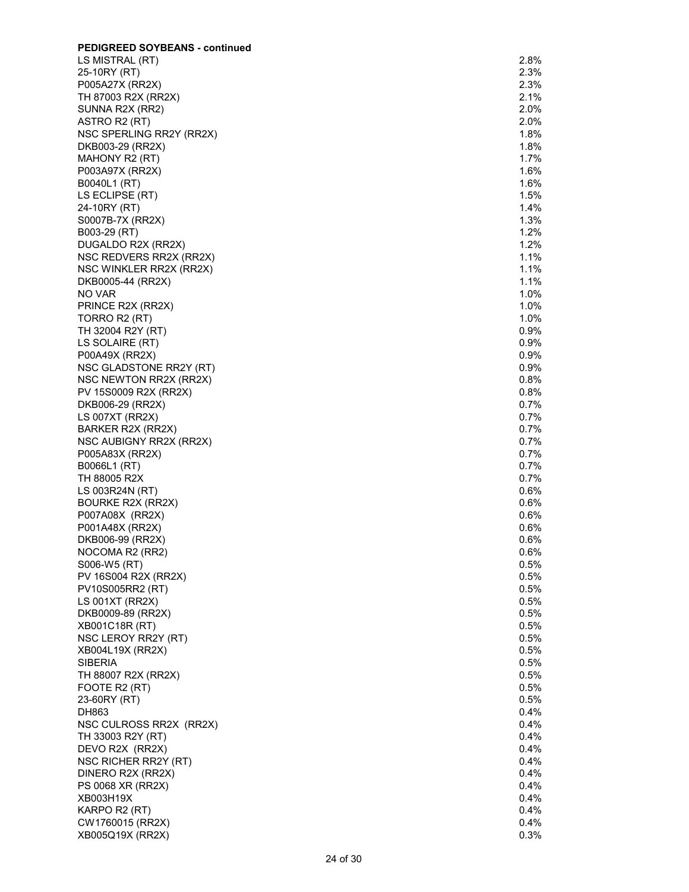**PEDIGREED SOYBEANS - continued**

| | |
|---|---|
| LS MISTRAL (RT) | 2.8% |
| 25-10RY (RT) | 2.3% |
| P005A27X (RR2X) | 2.3% |
| TH 87003 R2X (RR2X) | 2.1% |
| SUNNA R2X (RR2) | 2.0% |
| ASTRO R2 (RT) | 2.0% |
| NSC SPERLING RR2Y (RR2X) | 1.8% |
| DKB003-29 (RR2X) | 1.8% |
| MAHONY R2 (RT) | 1.7% |
| P003A97X (RR2X) | 1.6% |
| B0040L1 (RT) | 1.6% |
| LS ECLIPSE (RT) | 1.5% |
| 24-10RY (RT) | 1.4% |
| S0007B-7X (RR2X) | 1.3% |
| B003-29 (RT) | 1.2% |
| DUGALDO R2X (RR2X) | 1.2% |
| NSC REDVERS RR2X (RR2X) | 1.1% |
| NSC WINKLER RR2X (RR2X) | 1.1% |
| DKB0005-44 (RR2X) | 1.1% |
| NO VAR | 1.0% |
| PRINCE R2X (RR2X) | 1.0% |
| TORRO R2 (RT) | 1.0% |
| TH 32004 R2Y (RT) | 0.9% |
| LS SOLAIRE (RT) | 0.9% |
| P00A49X (RR2X) | 0.9% |
| NSC GLADSTONE RR2Y (RT) | 0.9% |
| NSC NEWTON RR2X (RR2X) | 0.8% |
| PV 15S0009 R2X (RR2X) | 0.8% |
| DKB006-29 (RR2X) | 0.7% |
| LS 007XT (RR2X) | 0.7% |
| BARKER R2X (RR2X) | 0.7% |
| NSC AUBIGNY RR2X (RR2X) | 0.7% |
| P005A83X (RR2X) | 0.7% |
| B0066L1 (RT) | 0.7% |
| TH 88005 R2X | 0.7% |
| LS 003R24N (RT) | 0.6% |
| BOURKE R2X (RR2X) | 0.6% |
| P007A08X (RR2X) | 0.6% |
| P001A48X (RR2X) | 0.6% |
| DKB006-99 (RR2X) | 0.6% |
| NOCOMA R2 (RR2) | 0.6% |
| S006-W5 (RT) | 0.5% |
| PV 16S004 R2X (RR2X) | 0.5% |
| PV10S005RR2 (RT) | 0.5% |
| LS 001XT (RR2X) | 0.5% |
| DKB0009-89 (RR2X) | 0.5% |
| XB001C18R (RT) | 0.5% |
| NSC LEROY RR2Y (RT) | 0.5% |
| XB004L19X (RR2X) | 0.5% |
| SIBERIA | 0.5% |
| TH 88007 R2X (RR2X) | 0.5% |
| FOOTE R2 (RT) | 0.5% |
| 23-60RY (RT) | 0.5% |
| DH863 | 0.4% |
| NSC CULROSS RR2X (RR2X) | 0.4% |
| TH 33003 R2Y (RT) | 0.4% |
| DEVO R2X (RR2X) | 0.4% |
| NSC RICHER RR2Y (RT) | 0.4% |
| DINERO R2X (RR2X) | 0.4% |
| PS 0068 XR (RR2X) | 0.4% |
| XB003H19X | 0.4% |
| KARPO R2 (RT) | 0.4% |
| CW1760015 (RR2X) | 0.4% |
| XB005Q19X (RR2X) | 0.3% |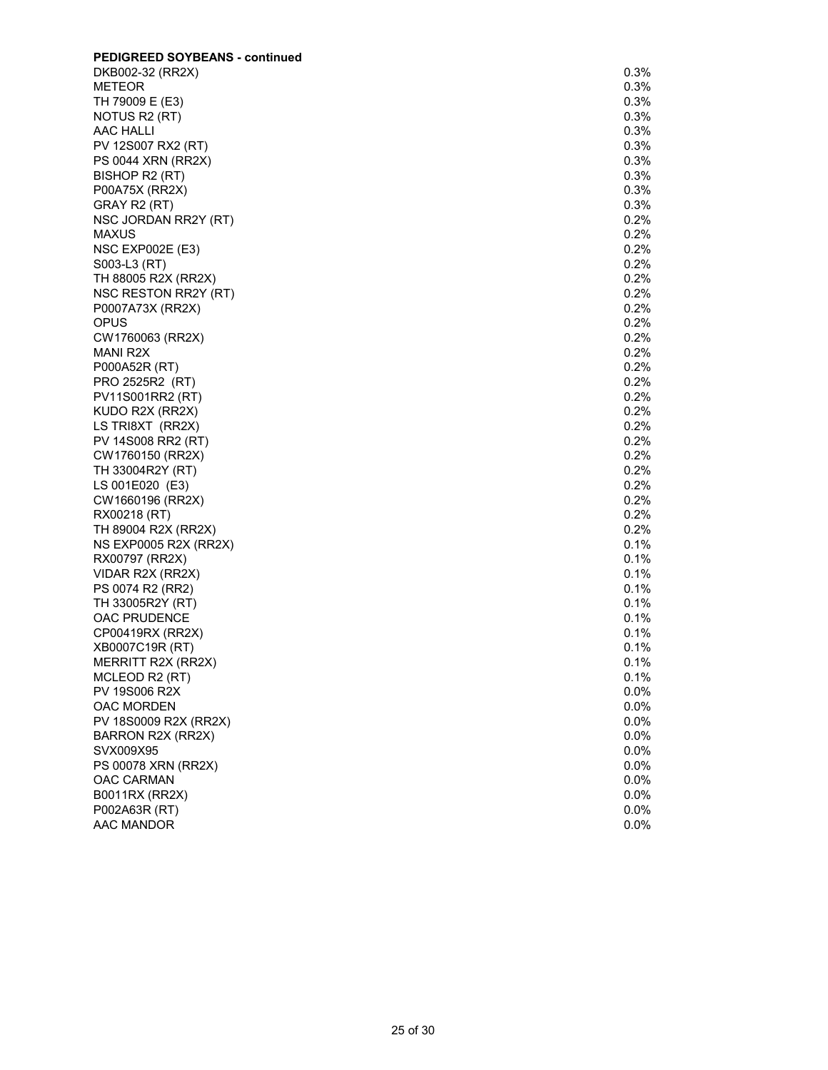**PEDIGREED SOYBEANS - continued**

| | |
|---|---|
| DKB002-32 (RR2X) | 0.3% |
| METEOR | 0.3% |
| TH 79009 E (E3) | 0.3% |
| NOTUS R2 (RT) | 0.3% |
| AAC HALLI | 0.3% |
| PV 12S007 RX2 (RT) | 0.3% |
| PS 0044 XRN (RR2X) | 0.3% |
| BISHOP R2 (RT) | 0.3% |
| P00A75X (RR2X) | 0.3% |
| GRAY R2 (RT) | 0.3% |
| NSC JORDAN RR2Y (RT) | 0.2% |
| MAXUS | 0.2% |
| NSC EXP002E (E3) | 0.2% |
| S003-L3 (RT) | 0.2% |
| TH 88005 R2X (RR2X) | 0.2% |
| NSC RESTON RR2Y (RT) | 0.2% |
| P0007A73X (RR2X) | 0.2% |
| OPUS | 0.2% |
| CW1760063 (RR2X) | 0.2% |
| MANI R2X | 0.2% |
| P000A52R (RT) | 0.2% |
| PRO 2525R2 (RT) | 0.2% |
| PV11S001RR2 (RT) | 0.2% |
| KUDO R2X (RR2X) | 0.2% |
| LS TRI8XT (RR2X) | 0.2% |
| PV 14S008 RR2 (RT) | 0.2% |
| CW1760150 (RR2X) | 0.2% |
| TH 33004R2Y (RT) | 0.2% |
| LS 001E020 (E3) | 0.2% |
| CW1660196 (RR2X) | 0.2% |
| RX00218 (RT) | 0.2% |
| TH 89004 R2X (RR2X) | 0.2% |
| NS EXP0005 R2X (RR2X) | 0.1% |
| RX00797 (RR2X) | 0.1% |
| VIDAR R2X (RR2X) | 0.1% |
| PS 0074 R2 (RR2) | 0.1% |
| TH 33005R2Y (RT) | 0.1% |
| OAC PRUDENCE | 0.1% |
| CP00419RX (RR2X) | 0.1% |
| XB0007C19R (RT) | 0.1% |
| MERRITT R2X (RR2X) | 0.1% |
| MCLEOD R2 (RT) | 0.1% |
| PV 19S006 R2X | 0.0% |
| OAC MORDEN | 0.0% |
| PV 18S0009 R2X (RR2X) | 0.0% |
| BARRON R2X (RR2X) | 0.0% |
| SVX009X95 | 0.0% |
| PS 00078 XRN (RR2X) | 0.0% |
| OAC CARMAN | 0.0% |
| B0011RX (RR2X) | 0.0% |
| P002A63R (RT) | 0.0% |
| AAC MANDOR | 0.0% |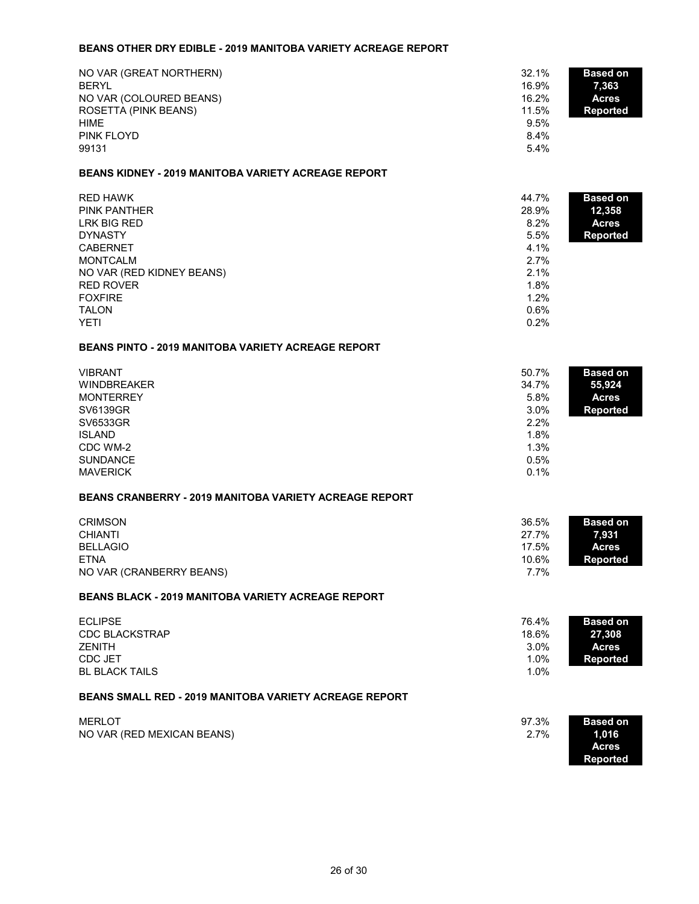### BEANS OTHER DRY EDIBLE - 2019 MANITOBA VARIETY ACREAGE REPORT

| Variety | % |
|---|---|
| NO VAR (GREAT NORTHERN) | 32.1% |
| BERYL | 16.9% |
| NO VAR (COLOURED BEANS) | 16.2% |
| ROSETTA (PINK BEANS) | 11.5% |
| HIME | 9.5% |
| PINK FLOYD | 8.4% |
| 99131 | 5.4% |

**Based on 7,363 Acres Reported**

### BEANS KIDNEY - 2019 MANITOBA VARIETY ACREAGE REPORT

| Variety | % |
|---|---|
| RED HAWK | 44.7% |
| PINK PANTHER | 28.9% |
| LRK BIG RED | 8.2% |
| DYNASTY | 5.5% |
| CABERNET | 4.1% |
| MONTCALM | 2.7% |
| NO VAR (RED KIDNEY BEANS) | 2.1% |
| RED ROVER | 1.8% |
| FOXFIRE | 1.2% |
| TALON | 0.6% |
| YETI | 0.2% |

**Based on 12,358 Acres Reported**

### BEANS PINTO - 2019 MANITOBA VARIETY ACREAGE REPORT

| Variety | % |
|---|---|
| VIBRANT | 50.7% |
| WINDBREAKER | 34.7% |
| MONTERREY | 5.8% |
| SV6139GR | 3.0% |
| SV6533GR | 2.2% |
| ISLAND | 1.8% |
| CDC WM-2 | 1.3% |
| SUNDANCE | 0.5% |
| MAVERICK | 0.1% |

**Based on 55,924 Acres Reported**

### BEANS CRANBERRY - 2019 MANITOBA VARIETY ACREAGE REPORT

| Variety | % |
|---|---|
| CRIMSON | 36.5% |
| CHIANTI | 27.7% |
| BELLAGIO | 17.5% |
| ETNA | 10.6% |
| NO VAR (CRANBERRY BEANS) | 7.7% |

**Based on 7,931 Acres Reported**

### BEANS BLACK - 2019 MANITOBA VARIETY ACREAGE REPORT

| Variety | % |
|---|---|
| ECLIPSE | 76.4% |
| CDC BLACKSTRAP | 18.6% |
| ZENITH | 3.0% |
| CDC JET | 1.0% |
| BL BLACK TAILS | 1.0% |

**Based on 27,308 Acres Reported**

### BEANS SMALL RED - 2019 MANITOBA VARIETY ACREAGE REPORT

| Variety | % |
|---|---|
| MERLOT | 97.3% |
| NO VAR (RED MEXICAN BEANS) | 2.7% |

**Based on 1,016 Acres Reported**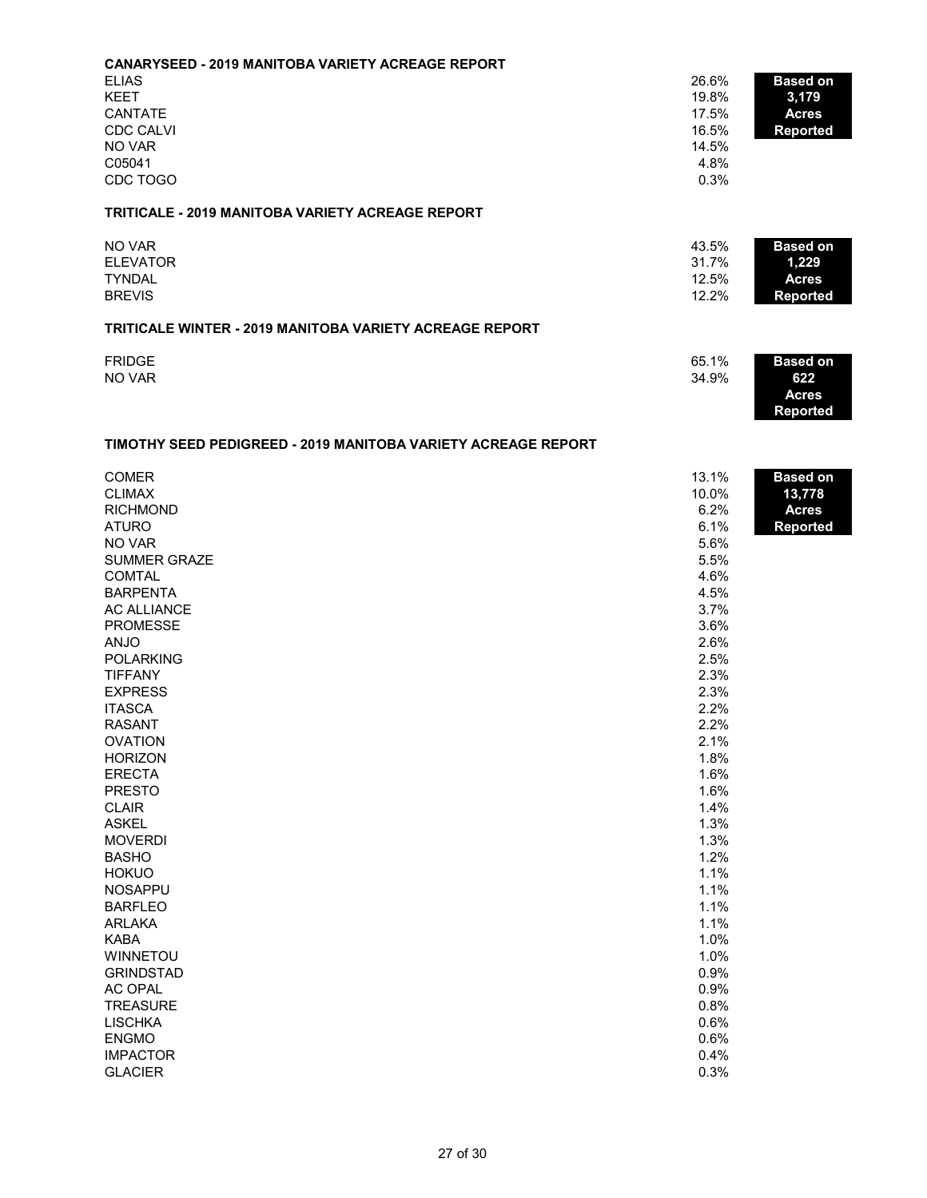**CANARYSEED - 2019 MANITOBA VARIETY ACREAGE REPORT**

| Variety | % |
|---|---|
| ELIAS | 26.6% |
| KEET | 19.8% |
| CANTATE | 17.5% |
| CDC CALVI | 16.5% |
| NO VAR | 14.5% |
| C05041 | 4.8% |
| CDC TOGO | 0.3% |

**Based on 3,179 Acres Reported**

**TRITICALE - 2019 MANITOBA VARIETY ACREAGE REPORT**

| Variety | % |
|---|---|
| NO VAR | 43.5% |
| ELEVATOR | 31.7% |
| TYNDAL | 12.5% |
| BREVIS | 12.2% |

**Based on 1,229 Acres Reported**

**TRITICALE WINTER - 2019 MANITOBA VARIETY ACREAGE REPORT**

| Variety | % |
|---|---|
| FRIDGE | 65.1% |
| NO VAR | 34.9% |

**Based on 622 Acres Reported**

**TIMOTHY SEED PEDIGREED - 2019 MANITOBA VARIETY ACREAGE REPORT**

| Variety | % |
|---|---|
| COMER | 13.1% |
| CLIMAX | 10.0% |
| RICHMOND | 6.2% |
| ATURO | 6.1% |
| NO VAR | 5.6% |
| SUMMER GRAZE | 5.5% |
| COMTAL | 4.6% |
| BARPENTA | 4.5% |
| AC ALLIANCE | 3.7% |
| PROMESSE | 3.6% |
| ANJO | 2.6% |
| POLARKING | 2.5% |
| TIFFANY | 2.3% |
| EXPRESS | 2.3% |
| ITASCA | 2.2% |
| RASANT | 2.2% |
| OVATION | 2.1% |
| HORIZON | 1.8% |
| ERECTA | 1.6% |
| PRESTO | 1.6% |
| CLAIR | 1.4% |
| ASKEL | 1.3% |
| MOVERDI | 1.3% |
| BASHO | 1.2% |
| HOKUO | 1.1% |
| NOSAPPU | 1.1% |
| BARFLEO | 1.1% |
| ARLAKA | 1.1% |
| KABA | 1.0% |
| WINNETOU | 1.0% |
| GRINDSTAD | 0.9% |
| AC OPAL | 0.9% |
| TREASURE | 0.8% |
| LISCHKA | 0.6% |
| ENGMO | 0.6% |
| IMPACTOR | 0.4% |
| GLACIER | 0.3% |

**Based on 13,778 Acres Reported**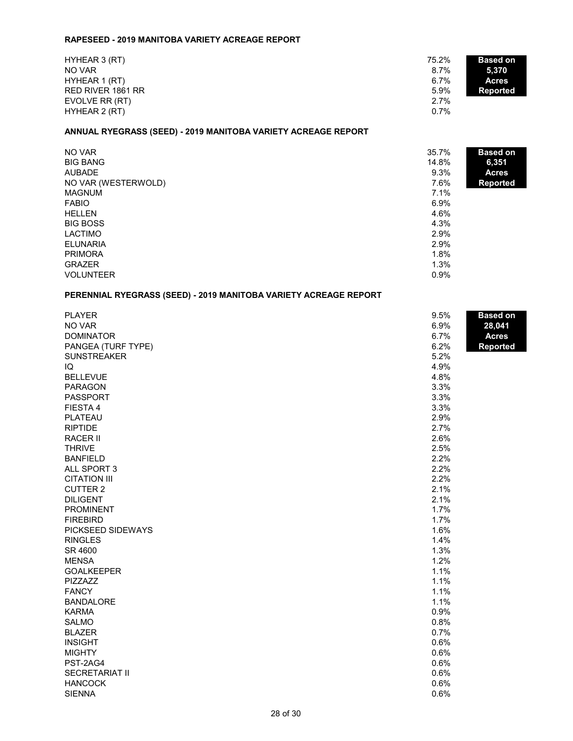### RAPESEED - 2019 MANITOBA VARIETY ACREAGE REPORT

**Based on 5,370 Acres Reported**

| Variety | % |
|---|---|
| HYHEAR 3 (RT) | 75.2% |
| NO VAR | 8.7% |
| HYHEAR 1 (RT) | 6.7% |
| RED RIVER 1861 RR | 5.9% |
| EVOLVE RR (RT) | 2.7% |
| HYHEAR 2 (RT) | 0.7% |

### ANNUAL RYEGRASS (SEED) - 2019 MANITOBA VARIETY ACREAGE REPORT

**Based on 6,351 Acres Reported**

| Variety | % |
|---|---|
| NO VAR | 35.7% |
| BIG BANG | 14.8% |
| AUBADE | 9.3% |
| NO VAR (WESTERWOLD) | 7.6% |
| MAGNUM | 7.1% |
| FABIO | 6.9% |
| HELLEN | 4.6% |
| BIG BOSS | 4.3% |
| LACTIMO | 2.9% |
| ELUNARIA | 2.9% |
| PRIMORA | 1.8% |
| GRAZER | 1.3% |
| VOLUNTEER | 0.9% |

### PERENNIAL RYEGRASS (SEED) - 2019 MANITOBA VARIETY ACREAGE REPORT

**Based on 28,041 Acres Reported**

| Variety | % |
|---|---|
| PLAYER | 9.5% |
| NO VAR | 6.9% |
| DOMINATOR | 6.7% |
| PANGEA (TURF TYPE) | 6.2% |
| SUNSTREAKER | 5.2% |
| IQ | 4.9% |
| BELLEVUE | 4.8% |
| PARAGON | 3.3% |
| PASSPORT | 3.3% |
| FIESTA 4 | 3.3% |
| PLATEAU | 2.9% |
| RIPTIDE | 2.7% |
| RACER II | 2.6% |
| THRIVE | 2.5% |
| BANFIELD | 2.2% |
| ALL SPORT 3 | 2.2% |
| CITATION III | 2.2% |
| CUTTER 2 | 2.1% |
| DILIGENT | 2.1% |
| PROMINENT | 1.7% |
| FIREBIRD | 1.7% |
| PICKSEED SIDEWAYS | 1.6% |
| RINGLES | 1.4% |
| SR 4600 | 1.3% |
| MENSA | 1.2% |
| GOALKEEPER | 1.1% |
| PIZZAZZ | 1.1% |
| FANCY | 1.1% |
| BANDALORE | 1.1% |
| KARMA | 0.9% |
| SALMO | 0.8% |
| BLAZER | 0.7% |
| INSIGHT | 0.6% |
| MIGHTY | 0.6% |
| PST-2AG4 | 0.6% |
| SECRETARIAT II | 0.6% |
| HANCOCK | 0.6% |
| SIENNA | 0.6% |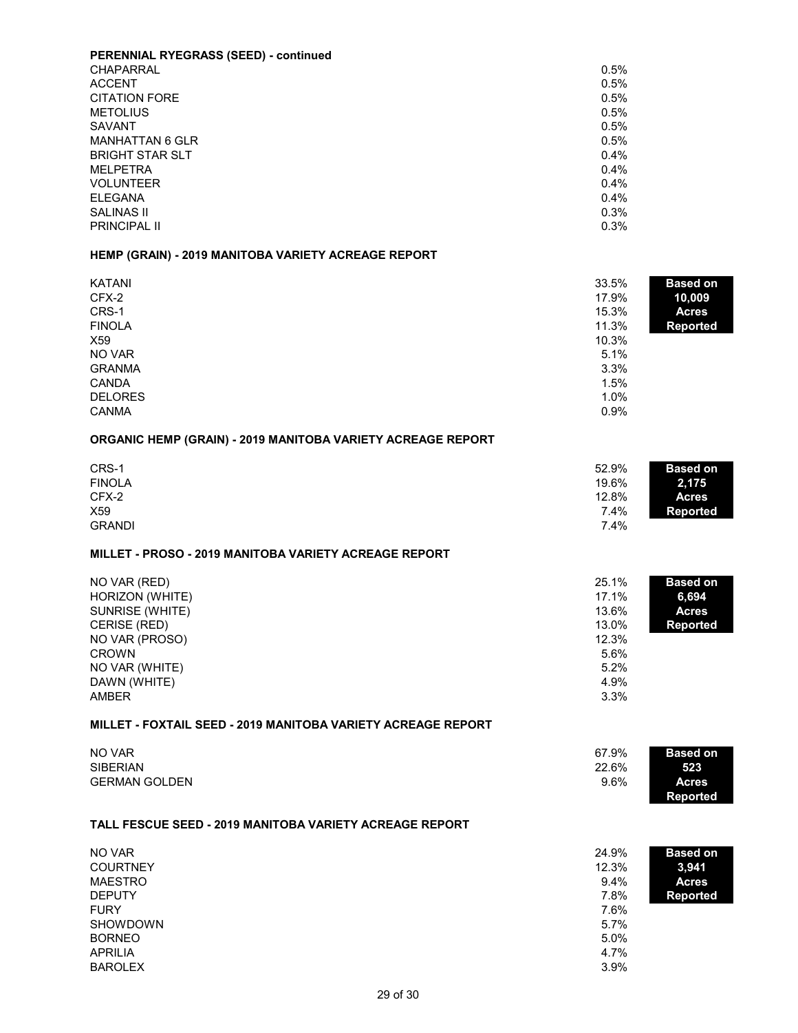**PERENNIAL RYEGRASS (SEED) - continued**

| Variety | % |
|---|---|
| CHAPARRAL | 0.5% |
| ACCENT | 0.5% |
| CITATION FORE | 0.5% |
| METOLIUS | 0.5% |
| SAVANT | 0.5% |
| MANHATTAN 6 GLR | 0.5% |
| BRIGHT STAR SLT | 0.4% |
| MELPETRA | 0.4% |
| VOLUNTEER | 0.4% |
| ELEGANA | 0.4% |
| SALINAS II | 0.3% |
| PRINCIPAL II | 0.3% |

**HEMP (GRAIN) - 2019 MANITOBA VARIETY ACREAGE REPORT**

**Based on 10,009 Acres Reported**

| Variety | % |
|---|---|
| KATANI | 33.5% |
| CFX-2 | 17.9% |
| CRS-1 | 15.3% |
| FINOLA | 11.3% |
| X59 | 10.3% |
| NO VAR | 5.1% |
| GRANMA | 3.3% |
| CANDA | 1.5% |
| DELORES | 1.0% |
| CANMA | 0.9% |

**ORGANIC HEMP (GRAIN) - 2019 MANITOBA VARIETY ACREAGE REPORT**

**Based on 2,175 Acres Reported**

| Variety | % |
|---|---|
| CRS-1 | 52.9% |
| FINOLA | 19.6% |
| CFX-2 | 12.8% |
| X59 | 7.4% |
| GRANDI | 7.4% |

**MILLET - PROSO - 2019 MANITOBA VARIETY ACREAGE REPORT**

**Based on 6,694 Acres Reported**

| Variety | % |
|---|---|
| NO VAR (RED) | 25.1% |
| HORIZON (WHITE) | 17.1% |
| SUNRISE (WHITE) | 13.6% |
| CERISE (RED) | 13.0% |
| NO VAR (PROSO) | 12.3% |
| CROWN | 5.6% |
| NO VAR (WHITE) | 5.2% |
| DAWN (WHITE) | 4.9% |
| AMBER | 3.3% |

**MILLET - FOXTAIL SEED - 2019 MANITOBA VARIETY ACREAGE REPORT**

**Based on 523 Acres Reported**

| Variety | % |
|---|---|
| NO VAR | 67.9% |
| SIBERIAN | 22.6% |
| GERMAN GOLDEN | 9.6% |

**TALL FESCUE SEED - 2019 MANITOBA VARIETY ACREAGE REPORT**

**Based on 3,941 Acres Reported**

| Variety | % |
|---|---|
| NO VAR | 24.9% |
| COURTNEY | 12.3% |
| MAESTRO | 9.4% |
| DEPUTY | 7.8% |
| FURY | 7.6% |
| SHOWDOWN | 5.7% |
| BORNEO | 5.0% |
| APRILIA | 4.7% |
| BAROLEX | 3.9% |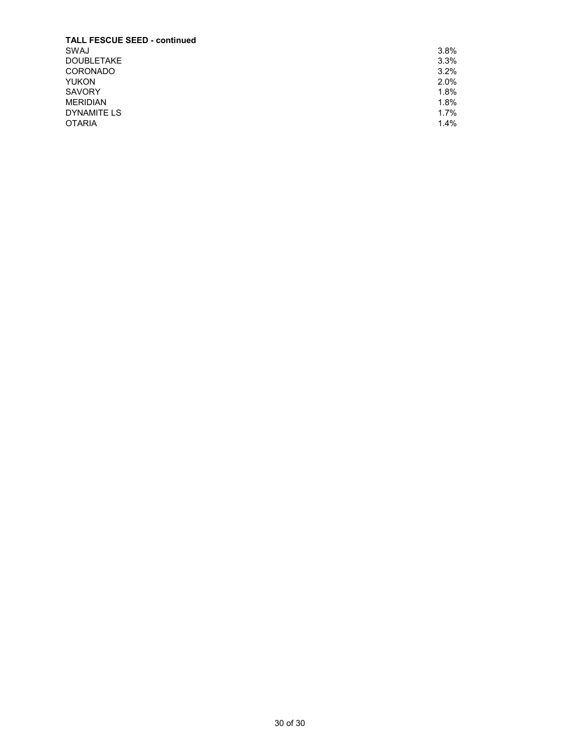**TALL FESCUE SEED - continued**

| | |
|---|---|
| SWAJ | 3.8% |
| DOUBLETAKE | 3.3% |
| CORONADO | 3.2% |
| YUKON | 2.0% |
| SAVORY | 1.8% |
| MERIDIAN | 1.8% |
| DYNAMITE LS | 1.7% |
| OTARIA | 1.4% |